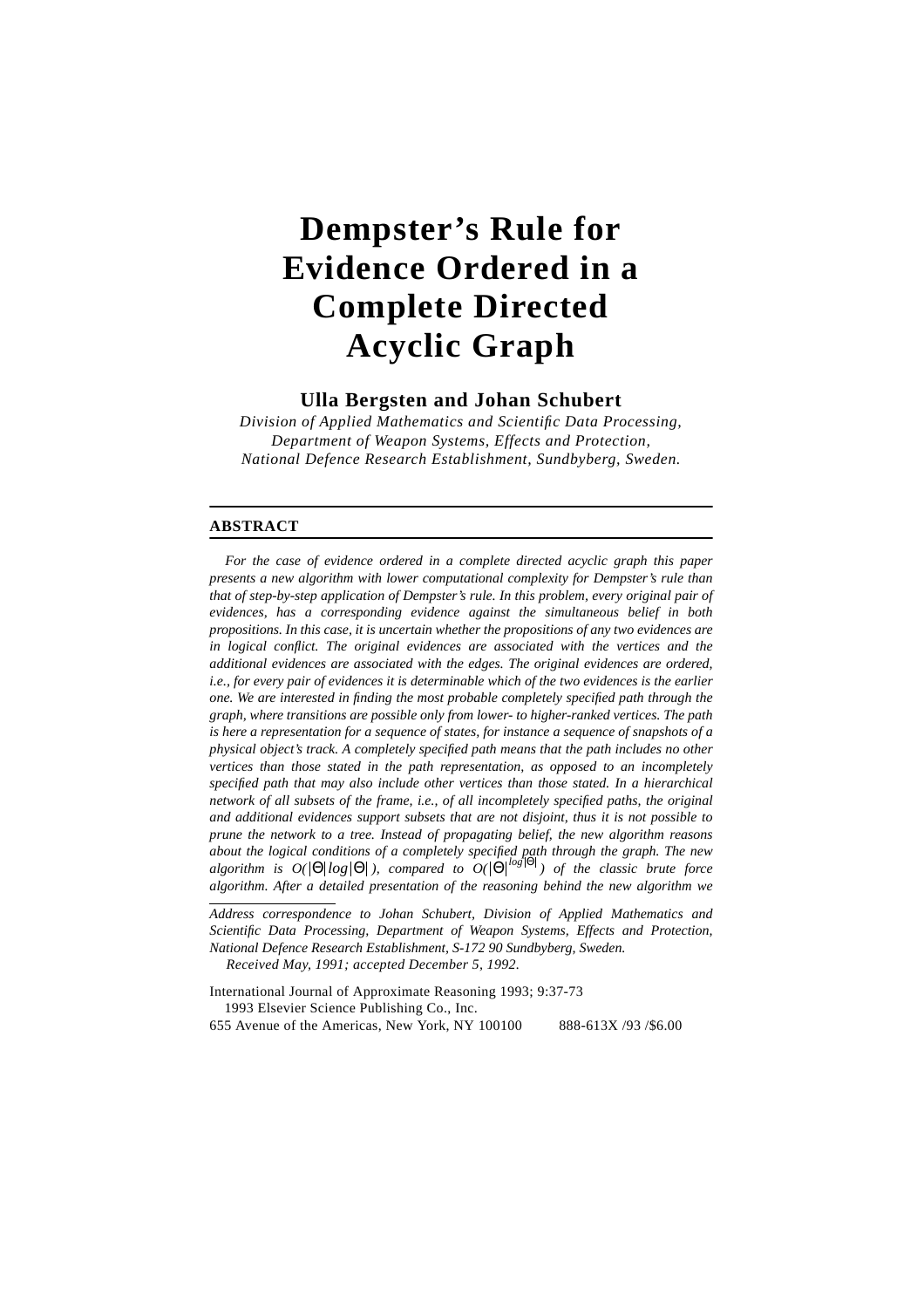# Dempster's Rule for Evidence Ordered in a Complete Directed Acyclic Graph

**Ulla Bergsten and Johan Schubert**

*Division of Applied Mathematics and Scientific Data Processing, Department of Weapon Systems, Effects and Protection, National Defence Research Establishment, Sundbyberg, Sweden.*

## ABSTRACT

*For the case of evidence ordered in a complete directed acyclic graph this paper presents a new algorithm with lower computational complexity for Dempster's rule than that of step-by-step application of Dempster's rule. In this problem, every original pair of evidences, has a corresponding evidence against the simultaneous belief in both propositions. In this case, it is uncertain whether the propositions of any two evidences are in logical conflict. The original evidences are associated with the vertices and the additional evidences are associated with the edges. The original evidences are ordered, i.e., for every pair of evidences it is determinable which of the two evidences is the earlier one. We are interested in finding the most probable completely specified path through the graph, where transitions are possible only from lower- to higher-ranked vertices. The path is here a representation for a sequence of states, for instance a sequence of snapshots of a physical object's track. A completely specified path means that the path includes no other vertices than those stated in the path representation, as opposed to an incompletely specified path that may also include other vertices than those stated. In a hierarchical network of all subsets of the frame, i.e., of all incompletely specified paths, the original and additional evidences support subsets that are not disjoint, thus it is not possible to prune the network to a tree. Instead of propagating belief, the new algorithm reasons about the logical conditions of a completely specified path through the graph. The new algorithm is* $O(|\Theta| \log |\Theta|)$*, compared to* $O(|\Theta|^{\log |\Theta|})$ *of the classic brute force algorithm. After a detailed presentation of the reasoning behind the new algorithm we*

---

*Address correspondence to Johan Schubert, Division of Applied Mathematics and Scientific Data Processing, Department of Weapon Systems, Effects and Protection, National Defence Research Establishment, S-172 90 Sundbyberg, Sweden.*

*Received May, 1991; accepted December 5, 1992.*

International Journal of Approximate Reasoning 1993; 9:37-73
1993 Elsevier Science Publishing Co., Inc.
655 Avenue of the Americas, New York, NY 100100 888-613X /93 /$6.00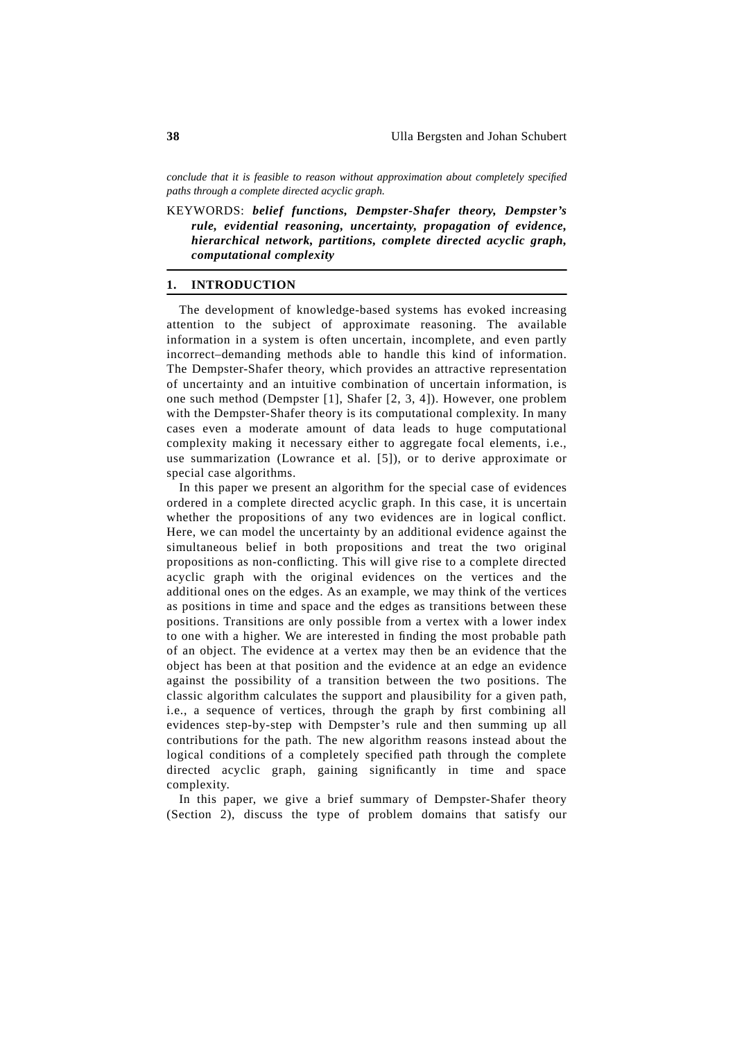*conclude that it is feasible to reason without approximation about completely specified paths through a complete directed acyclic graph.*

KEYWORDS: ***belief functions, Dempster-Shafer theory, Dempster's rule, evidential reasoning, uncertainty, propagation of evidence, hierarchical network, partitions, complete directed acyclic graph, computational complexity***

## 1. INTRODUCTION

The development of knowledge-based systems has evoked increasing attention to the subject of approximate reasoning. The available information in a system is often uncertain, incomplete, and even partly incorrect–demanding methods able to handle this kind of information. The Dempster-Shafer theory, which provides an attractive representation of uncertainty and an intuitive combination of uncertain information, is one such method (Dempster [1], Shafer [2, 3, 4]). However, one problem with the Dempster-Shafer theory is its computational complexity. In many cases even a moderate amount of data leads to huge computational complexity making it necessary either to aggregate focal elements, i.e., use summarization (Lowrance et al. [5]), or to derive approximate or special case algorithms.

In this paper we present an algorithm for the special case of evidences ordered in a complete directed acyclic graph. In this case, it is uncertain whether the propositions of any two evidences are in logical conflict. Here, we can model the uncertainty by an additional evidence against the simultaneous belief in both propositions and treat the two original propositions as non-conflicting. This will give rise to a complete directed acyclic graph with the original evidences on the vertices and the additional ones on the edges. As an example, we may think of the vertices as positions in time and space and the edges as transitions between these positions. Transitions are only possible from a vertex with a lower index to one with a higher. We are interested in finding the most probable path of an object. The evidence at a vertex may then be an evidence that the object has been at that position and the evidence at an edge an evidence against the possibility of a transition between the two positions. The classic algorithm calculates the support and plausibility for a given path, i.e., a sequence of vertices, through the graph by first combining all evidences step-by-step with Dempster's rule and then summing up all contributions for the path. The new algorithm reasons instead about the logical conditions of a completely specified path through the complete directed acyclic graph, gaining significantly in time and space complexity.

In this paper, we give a brief summary of Dempster-Shafer theory (Section 2), discuss the type of problem domains that satisfy our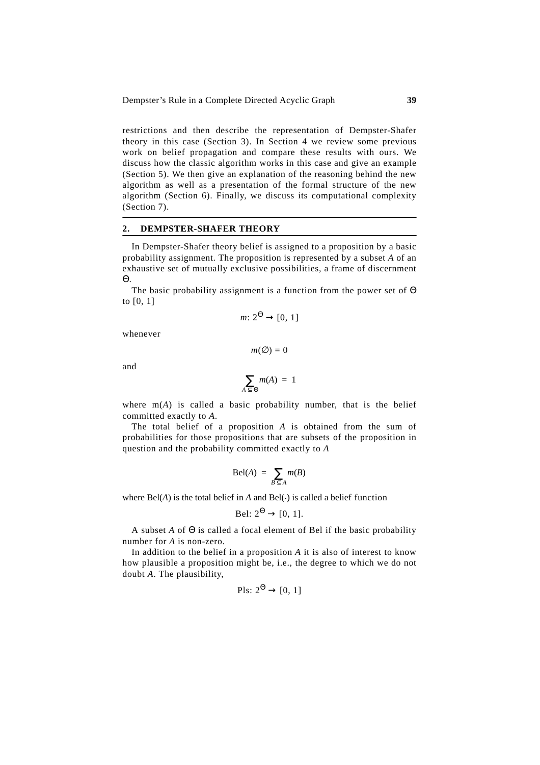restrictions and then describe the representation of Dempster-Shafer theory in this case (Section 3). In Section 4 we review some previous work on belief propagation and compare these results with ours. We discuss how the classic algorithm works in this case and give an example (Section 5). We then give an explanation of the reasoning behind the new algorithm as well as a presentation of the formal structure of the new algorithm (Section 6). Finally, we discuss its computational complexity (Section 7).

## 2. DEMPSTER-SHAFER THEORY

In Dempster-Shafer theory belief is assigned to a proposition by a basic probability assignment. The proposition is represented by a subset $A$ of an exhaustive set of mutually exclusive possibilities, a frame of discernment $\Theta$.

The basic probability assignment is a function from the power set of $\Theta$ to [0, 1]

$$m: 2^{\Theta} \rightarrow [0, 1]$$

whenever

$$m(\emptyset) = 0$$

and

$$\sum_{A \subseteq \Theta} m(A) = 1$$

where $m(A)$ is called a basic probability number, that is the belief committed exactly to $A$.

The total belief of a proposition $A$ is obtained from the sum of probabilities for those propositions that are subsets of the proposition in question and the probability committed exactly to $A$

$$\text{Bel}(A) = \sum_{B \subseteq A} m(B)$$

where $\text{Bel}(A)$ is the total belief in $A$ and $\text{Bel}(\cdot)$ is called a belief function

$$\text{Bel}: 2^{\Theta} \rightarrow [0, 1].$$

A subset $A$ of $\Theta$ is called a focal element of Bel if the basic probability number for $A$ is non-zero.

In addition to the belief in a proposition $A$ it is also of interest to know how plausible a proposition might be, i.e., the degree to which we do not doubt $A$. The plausibility,

$$\text{Pls}: 2^{\Theta} \rightarrow [0, 1]$$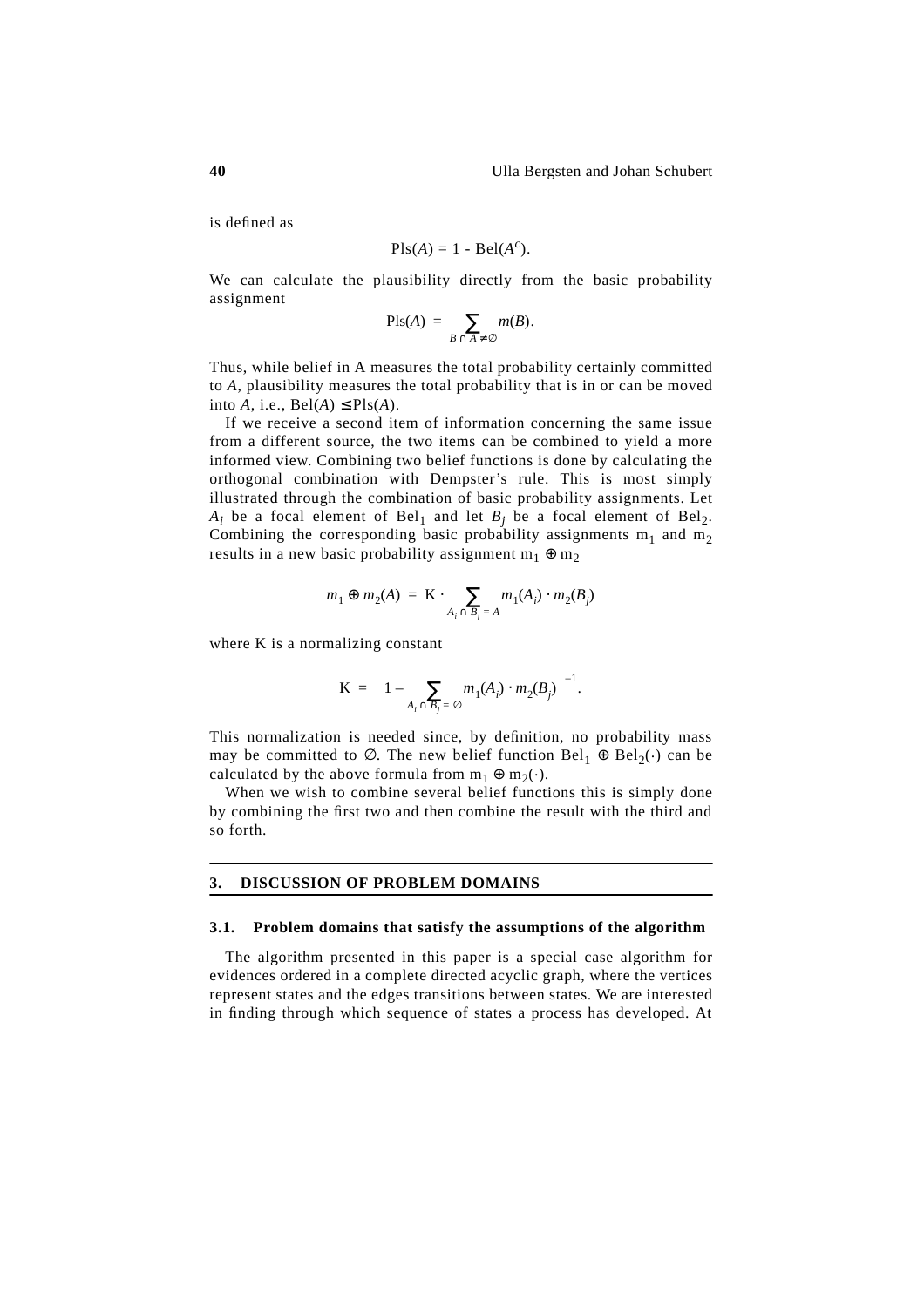is defined as

$$\text{Pls}(A) = 1 - \text{Bel}(A^c).$$

We can calculate the plausibility directly from the basic probability assignment

$$\text{Pls}(A) = \sum_{B \cap A \neq \emptyset} m(B).$$

Thus, while belief in A measures the total probability certainly committed to $A$, plausibility measures the total probability that is in or can be moved into $A$, i.e., $\text{Bel}(A) \leq \text{Pls}(A)$.

If we receive a second item of information concerning the same issue from a different source, the two items can be combined to yield a more informed view. Combining two belief functions is done by calculating the orthogonal combination with Dempster's rule. This is most simply illustrated through the combination of basic probability assignments. Let $A_i$ be a focal element of $\text{Bel}_1$ and let $B_j$ be a focal element of $\text{Bel}_2$. Combining the corresponding basic probability assignments $m_1$ and $m_2$ results in a new basic probability assignment $m_1 \oplus m_2$

$$m_1 \oplus m_2(A) = \text{K} \cdot \sum_{A_i \cap B_j = A} m_1(A_i) \cdot m_2(B_j)$$

where K is a normalizing constant

$$\text{K} = \left(1 - \sum_{A_i \cap B_j = \emptyset} m_1(A_i) \cdot m_2(B_j)\right)^{-1}.$$

This normalization is needed since, by definition, no probability mass may be committed to $\emptyset$. The new belief function $\text{Bel}_1 \oplus \text{Bel}_2(\cdot)$ can be calculated by the above formula from $m_1 \oplus m_2(\cdot)$.

When we wish to combine several belief functions this is simply done by combining the first two and then combine the result with the third and so forth.

## 3. DISCUSSION OF PROBLEM DOMAINS

### 3.1. Problem domains that satisfy the assumptions of the algorithm

The algorithm presented in this paper is a special case algorithm for evidences ordered in a complete directed acyclic graph, where the vertices represent states and the edges transitions between states. We are interested in finding through which sequence of states a process has developed. At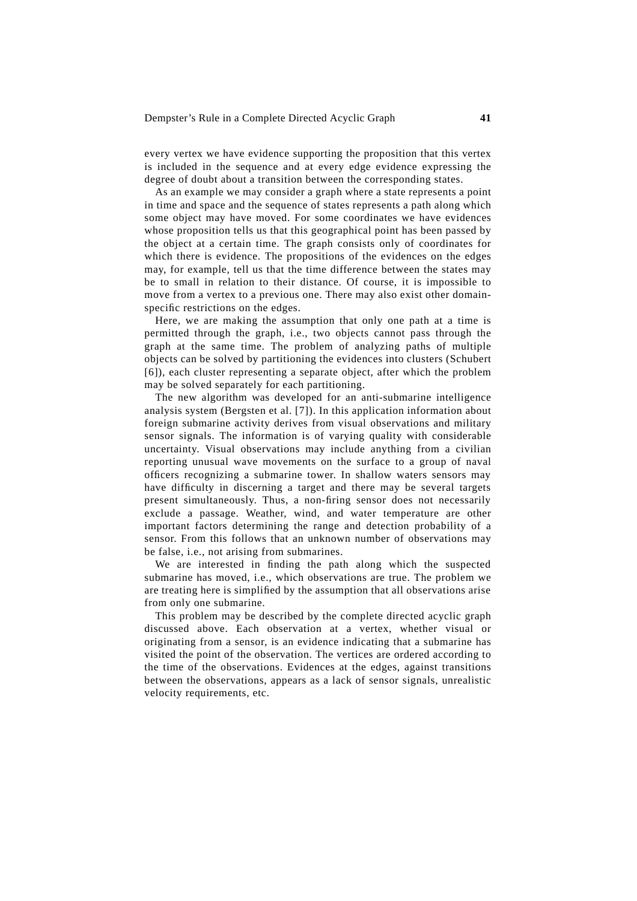every vertex we have evidence supporting the proposition that this vertex is included in the sequence and at every edge evidence expressing the degree of doubt about a transition between the corresponding states.

As an example we may consider a graph where a state represents a point in time and space and the sequence of states represents a path along which some object may have moved. For some coordinates we have evidences whose proposition tells us that this geographical point has been passed by the object at a certain time. The graph consists only of coordinates for which there is evidence. The propositions of the evidences on the edges may, for example, tell us that the time difference between the states may be to small in relation to their distance. Of course, it is impossible to move from a vertex to a previous one. There may also exist other domain-specific restrictions on the edges.

Here, we are making the assumption that only one path at a time is permitted through the graph, i.e., two objects cannot pass through the graph at the same time. The problem of analyzing paths of multiple objects can be solved by partitioning the evidences into clusters (Schubert [6]), each cluster representing a separate object, after which the problem may be solved separately for each partitioning.

The new algorithm was developed for an anti-submarine intelligence analysis system (Bergsten et al. [7]). In this application information about foreign submarine activity derives from visual observations and military sensor signals. The information is of varying quality with considerable uncertainty. Visual observations may include anything from a civilian reporting unusual wave movements on the surface to a group of naval officers recognizing a submarine tower. In shallow waters sensors may have difficulty in discerning a target and there may be several targets present simultaneously. Thus, a non-firing sensor does not necessarily exclude a passage. Weather, wind, and water temperature are other important factors determining the range and detection probability of a sensor. From this follows that an unknown number of observations may be false, i.e., not arising from submarines.

We are interested in finding the path along which the suspected submarine has moved, i.e., which observations are true. The problem we are treating here is simplified by the assumption that all observations arise from only one submarine.

This problem may be described by the complete directed acyclic graph discussed above. Each observation at a vertex, whether visual or originating from a sensor, is an evidence indicating that a submarine has visited the point of the observation. The vertices are ordered according to the time of the observations. Evidences at the edges, against transitions between the observations, appears as a lack of sensor signals, unrealistic velocity requirements, etc.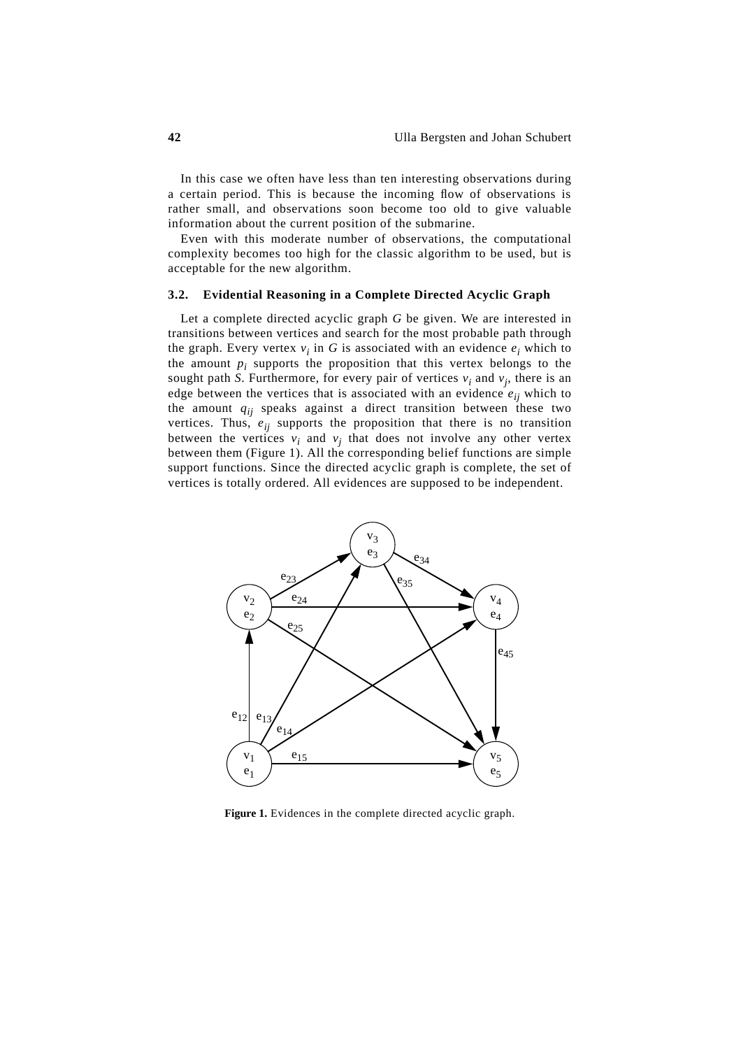In this case we often have less than ten interesting observations during a certain period. This is because the incoming flow of observations is rather small, and observations soon become too old to give valuable information about the current position of the submarine.

Even with this moderate number of observations, the computational complexity becomes too high for the classic algorithm to be used, but is acceptable for the new algorithm.

### 3.2. Evidential Reasoning in a Complete Directed Acyclic Graph

Let a complete directed acyclic graph *G* be given. We are interested in transitions between vertices and search for the most probable path through the graph. Every vertex $v_i$ in *G* is associated with an evidence $e_i$ which to the amount $p_i$ supports the proposition that this vertex belongs to the sought path *S*. Furthermore, for every pair of vertices $v_i$ and $v_j$, there is an edge between the vertices that is associated with an evidence $e_{ij}$ which to the amount $q_{ij}$ speaks against a direct transition between these two vertices. Thus, $e_{ij}$ supports the proposition that there is no transition between the vertices $v_i$ and $v_j$ that does not involve any other vertex between them (Figure 1). All the corresponding belief functions are simple support functions. Since the directed acyclic graph is complete, the set of vertices is totally ordered. All evidences are supposed to be independent.

**Figure 1.** Evidences in the complete directed acyclic graph.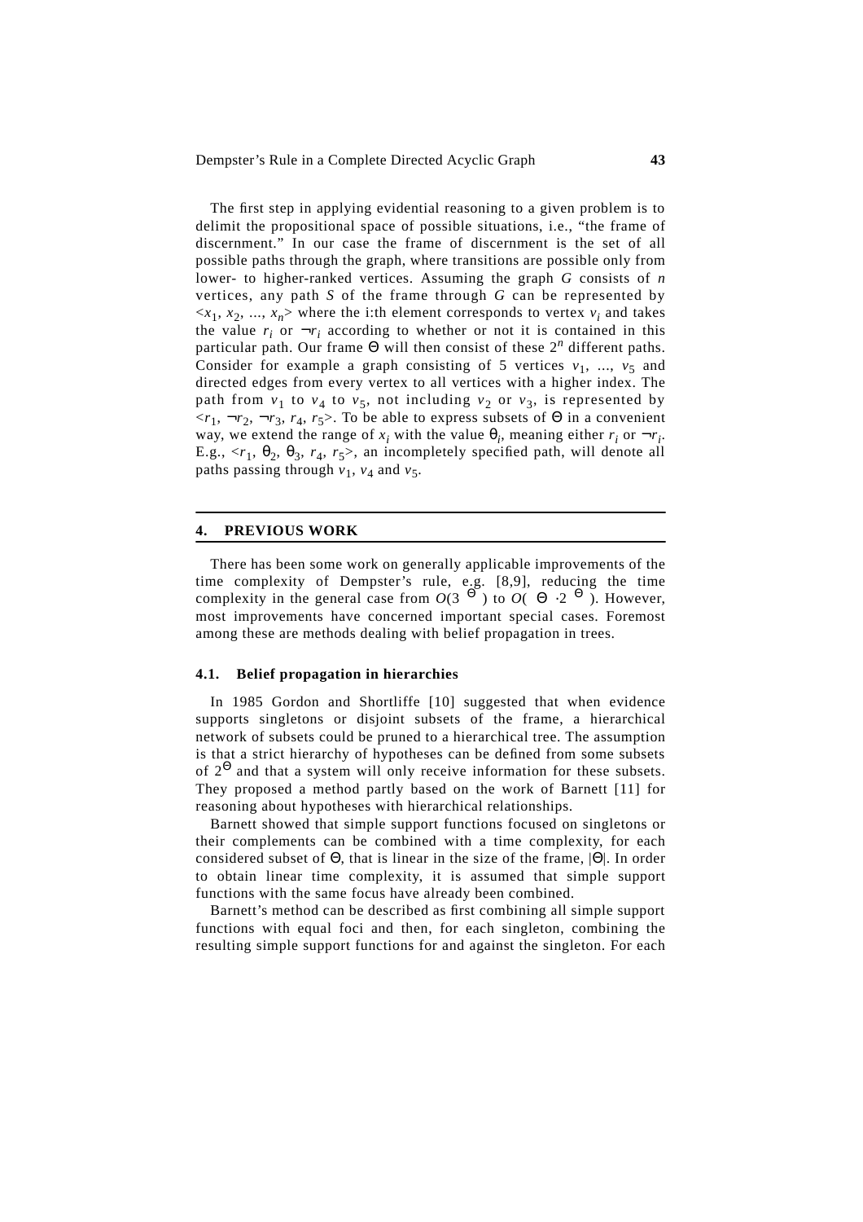The first step in applying evidential reasoning to a given problem is to delimit the propositional space of possible situations, i.e., "the frame of discernment." In our case the frame of discernment is the set of all possible paths through the graph, where transitions are possible only from lower- to higher-ranked vertices. Assuming the graph $G$ consists of $n$ vertices, any path $S$ of the frame through $G$ can be represented by $<x_1, x_2, ..., x_n>$ where the i:th element corresponds to vertex $v_i$ and takes the value $r_i$ or $\neg r_i$ according to whether or not it is contained in this particular path. Our frame $\Theta$ will then consist of these $2^n$ different paths. Consider for example a graph consisting of 5 vertices $v_1, ..., v_5$ and directed edges from every vertex to all vertices with a higher index. The path from $v_1$ to $v_4$ to $v_5$, not including $v_2$ or $v_3$, is represented by $<r_1, \neg r_2, \neg r_3, r_4, r_5>$. To be able to express subsets of $\Theta$ in a convenient way, we extend the range of $x_i$ with the value $\theta_i$, meaning either $r_i$ or $\neg r_i$. E.g., $<r_1, \theta_2, \theta_3, r_4, r_5>$, an incompletely specified path, will denote all paths passing through $v_1$, $v_4$ and $v_5$.

## 4. PREVIOUS WORK

There has been some work on generally applicable improvements of the time complexity of Dempster's rule, e.g. [8,9], reducing the time complexity in the general case from $O(3^{|\Theta|})$ to $O(|\Theta| \cdot 2^{|\Theta|})$. However, most improvements have concerned important special cases. Foremost among these are methods dealing with belief propagation in trees.

### 4.1. Belief propagation in hierarchies

In 1985 Gordon and Shortliffe [10] suggested that when evidence supports singletons or disjoint subsets of the frame, a hierarchical network of subsets could be pruned to a hierarchical tree. The assumption is that a strict hierarchy of hypotheses can be defined from some subsets of $2^{\Theta}$ and that a system will only receive information for these subsets. They proposed a method partly based on the work of Barnett [11] for reasoning about hypotheses with hierarchical relationships.

Barnett showed that simple support functions focused on singletons or their complements can be combined with a time complexity, for each considered subset of $\Theta$, that is linear in the size of the frame, $|\Theta|$. In order to obtain linear time complexity, it is assumed that simple support functions with the same focus have already been combined.

Barnett's method can be described as first combining all simple support functions with equal foci and then, for each singleton, combining the resulting simple support functions for and against the singleton. For each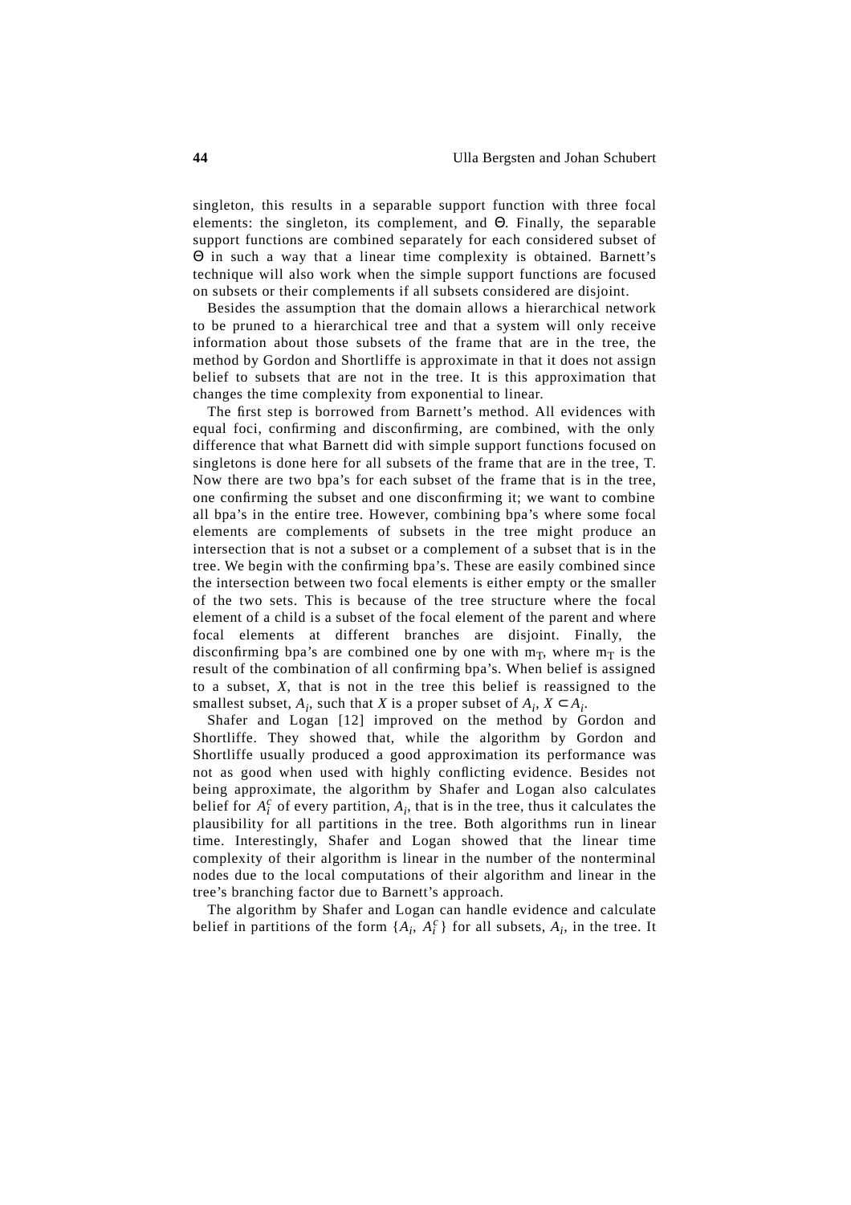singleton, this results in a separable support function with three focal elements: the singleton, its complement, and Θ. Finally, the separable support functions are combined separately for each considered subset of Θ in such a way that a linear time complexity is obtained. Barnett's technique will also work when the simple support functions are focused on subsets or their complements if all subsets considered are disjoint.

Besides the assumption that the domain allows a hierarchical network to be pruned to a hierarchical tree and that a system will only receive information about those subsets of the frame that are in the tree, the method by Gordon and Shortliffe is approximate in that it does not assign belief to subsets that are not in the tree. It is this approximation that changes the time complexity from exponential to linear.

The first step is borrowed from Barnett's method. All evidences with equal foci, confirming and disconfirming, are combined, with the only difference that what Barnett did with simple support functions focused on singletons is done here for all subsets of the frame that are in the tree, T. Now there are two bpa's for each subset of the frame that is in the tree, one confirming the subset and one disconfirming it; we want to combine all bpa's in the entire tree. However, combining bpa's where some focal elements are complements of subsets in the tree might produce an intersection that is not a subset or a complement of a subset that is in the tree. We begin with the confirming bpa's. These are easily combined since the intersection between two focal elements is either empty or the smaller of the two sets. This is because of the tree structure where the focal element of a child is a subset of the focal element of the parent and where focal elements at different branches are disjoint. Finally, the disconfirming bpa's are combined one by one with $m_T$, where $m_T$ is the result of the combination of all confirming bpa's. When belief is assigned to a subset, $X$, that is not in the tree this belief is reassigned to the smallest subset, $A_i$, such that $X$ is a proper subset of $A_i$, $X \subset A_i$.

Shafer and Logan [12] improved on the method by Gordon and Shortliffe. They showed that, while the algorithm by Gordon and Shortliffe usually produced a good approximation its performance was not as good when used with highly conflicting evidence. Besides not being approximate, the algorithm by Shafer and Logan also calculates belief for $A_i^c$ of every partition, $A_i$, that is in the tree, thus it calculates the plausibility for all partitions in the tree. Both algorithms run in linear time. Interestingly, Shafer and Logan showed that the linear time complexity of their algorithm is linear in the number of the nonterminal nodes due to the local computations of their algorithm and linear in the tree's branching factor due to Barnett's approach.

The algorithm by Shafer and Logan can handle evidence and calculate belief in partitions of the form $\{A_i, A_i^c\}$ for all subsets, $A_i$, in the tree. It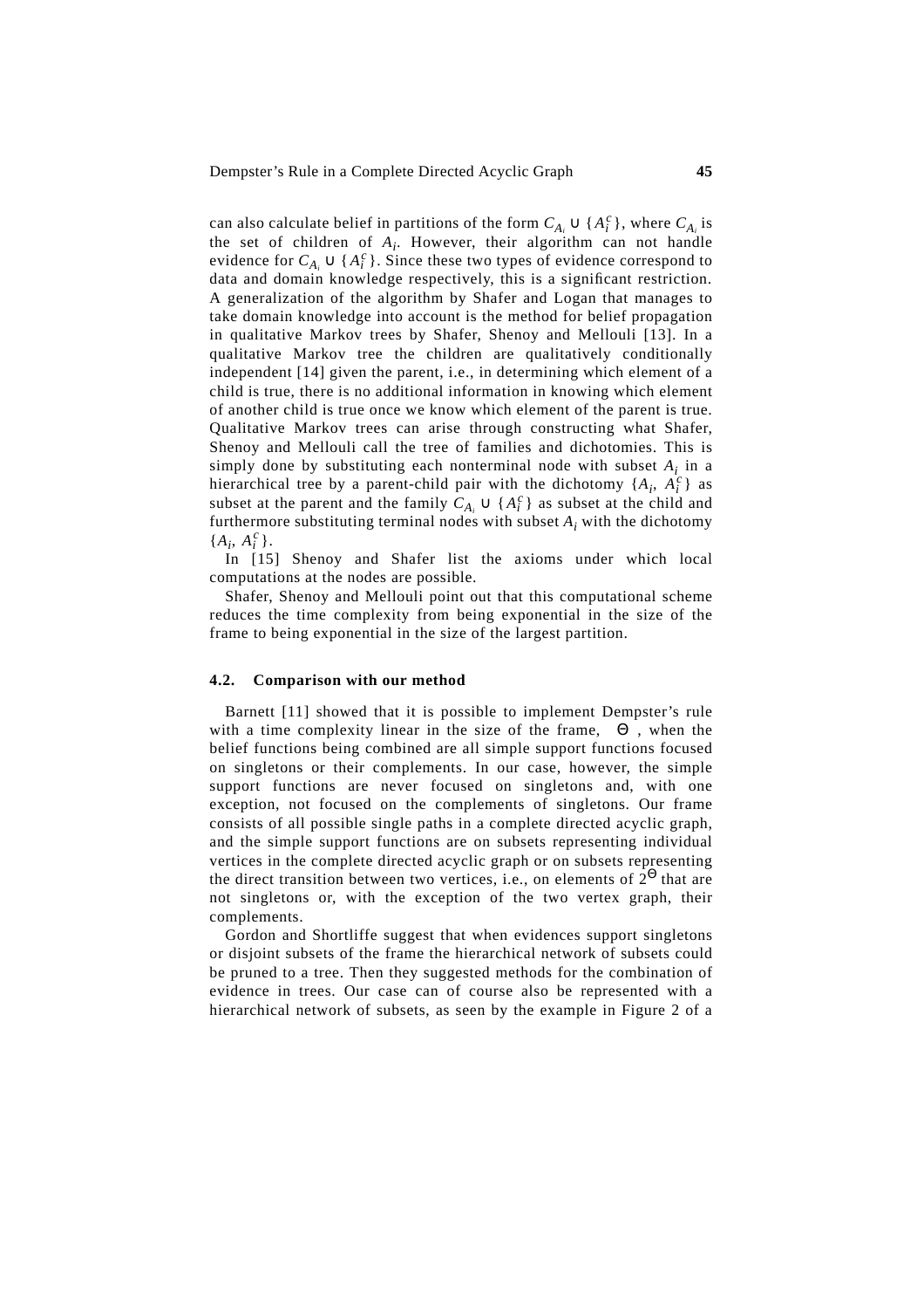can also calculate belief in partitions of the form $C_{A_i} \cup \{A_i^c\}$, where $C_{A_i}$ is the set of children of $A_i$. However, their algorithm can not handle evidence for $C_{A_i} \cup \{A_i^c\}$. Since these two types of evidence correspond to data and domain knowledge respectively, this is a significant restriction. A generalization of the algorithm by Shafer and Logan that manages to take domain knowledge into account is the method for belief propagation in qualitative Markov trees by Shafer, Shenoy and Mellouli [13]. In a qualitative Markov tree the children are qualitatively conditionally independent [14] given the parent, i.e., in determining which element of a child is true, there is no additional information in knowing which element of another child is true once we know which element of the parent is true. Qualitative Markov trees can arise through constructing what Shafer, Shenoy and Mellouli call the tree of families and dichotomies. This is simply done by substituting each nonterminal node with subset $A_i$ in a hierarchical tree by a parent-child pair with the dichotomy $\{A_i, A_i^c\}$ as subset at the parent and the family $C_{A_i} \cup \{A_i^c\}$ as subset at the child and furthermore substituting terminal nodes with subset $A_i$ with the dichotomy $\{A_i, A_i^c\}$.

In [15] Shenoy and Shafer list the axioms under which local computations at the nodes are possible.

Shafer, Shenoy and Mellouli point out that this computational scheme reduces the time complexity from being exponential in the size of the frame to being exponential in the size of the largest partition.

### 4.2. Comparison with our method

Barnett [11] showed that it is possible to implement Dempster's rule with a time complexity linear in the size of the frame, $|\Theta|$, when the belief functions being combined are all simple support functions focused on singletons or their complements. In our case, however, the simple support functions are never focused on singletons and, with one exception, not focused on the complements of singletons. Our frame consists of all possible single paths in a complete directed acyclic graph, and the simple support functions are on subsets representing individual vertices in the complete directed acyclic graph or on subsets representing the direct transition between two vertices, i.e., on elements of $2^\Theta$ that are not singletons or, with the exception of the two vertex graph, their complements.

Gordon and Shortliffe suggest that when evidences support singletons or disjoint subsets of the frame the hierarchical network of subsets could be pruned to a tree. Then they suggested methods for the combination of evidence in trees. Our case can of course also be represented with a hierarchical network of subsets, as seen by the example in Figure 2 of a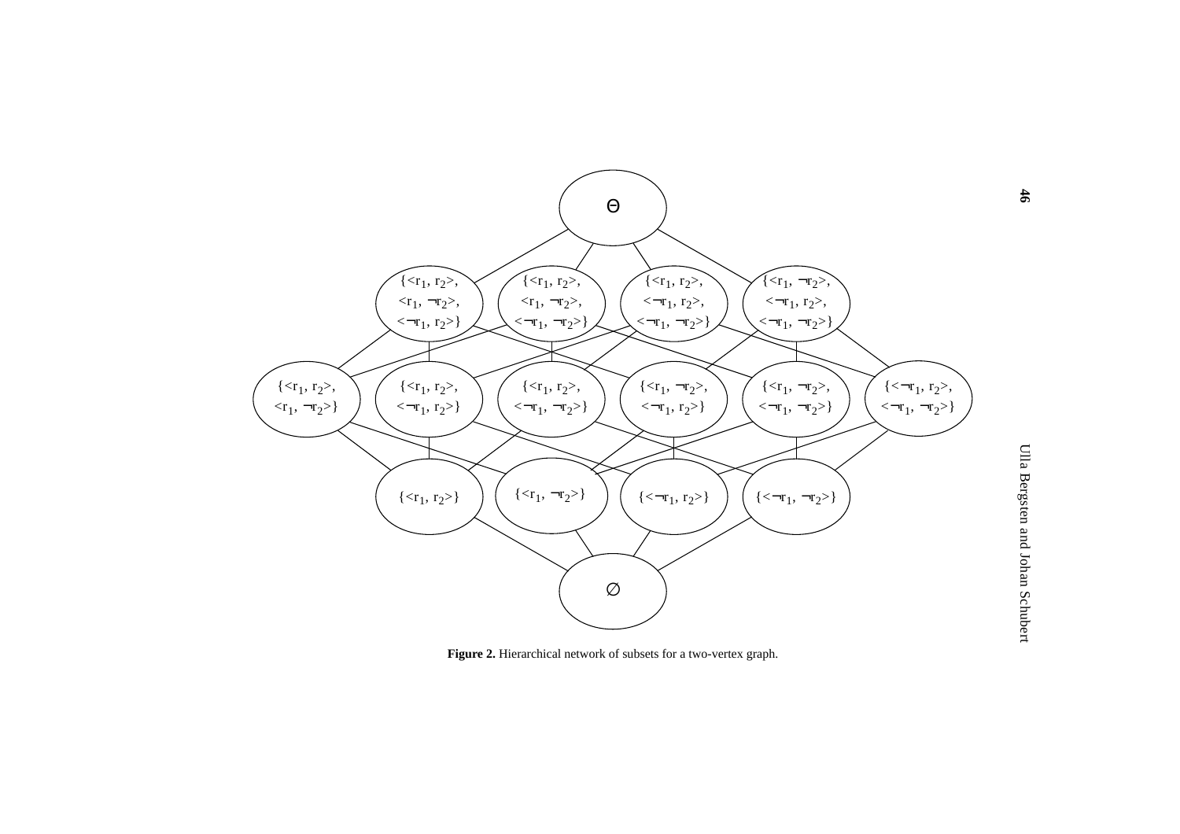**Figure 2.** Hierarchical network of subsets for a two-vertex graph.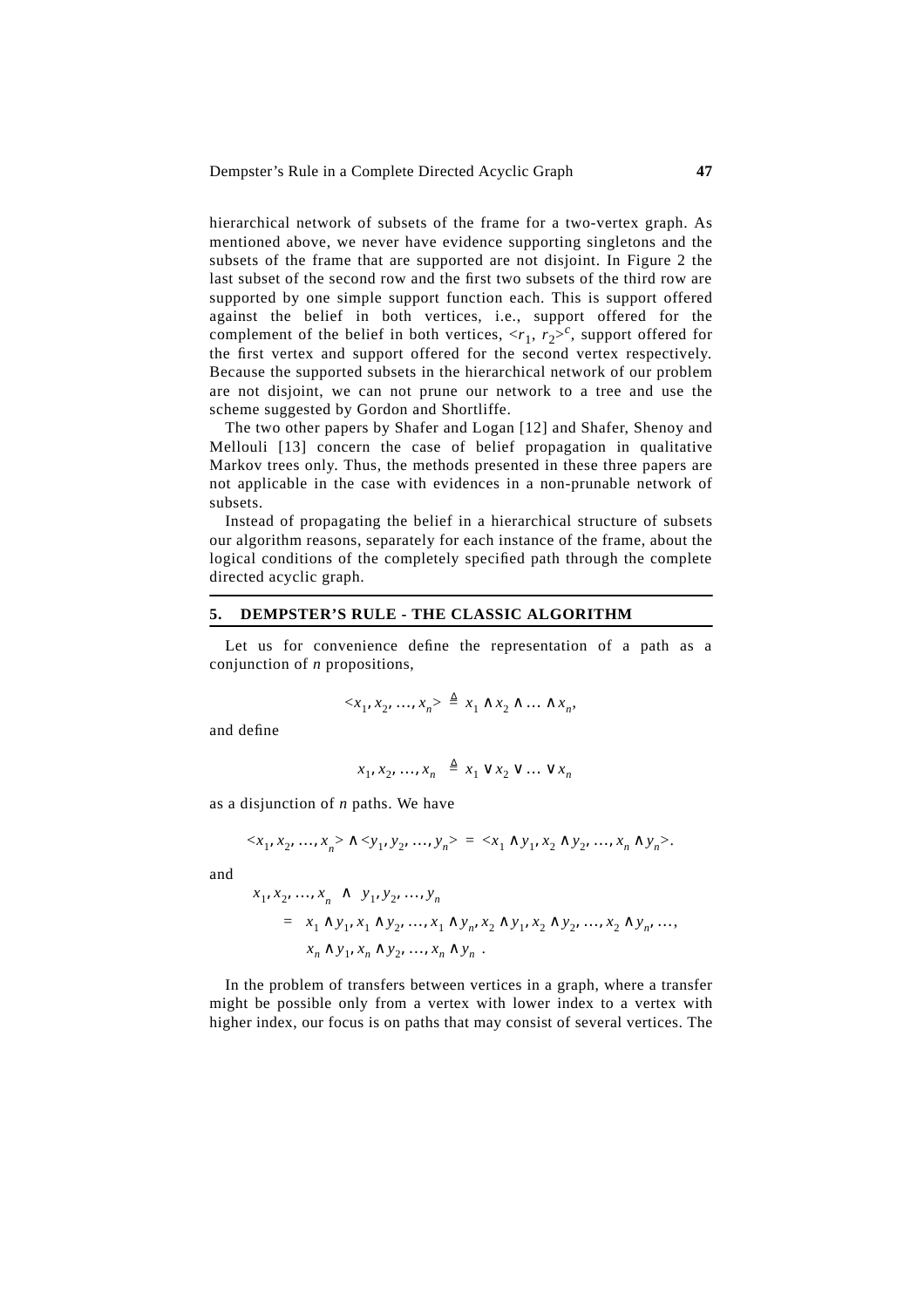hierarchical network of subsets of the frame for a two-vertex graph. As mentioned above, we never have evidence supporting singletons and the subsets of the frame that are supported are not disjoint. In Figure 2 the last subset of the second row and the first two subsets of the third row are supported by one simple support function each. This is support offered against the belief in both vertices, i.e., support offered for the complement of the belief in both vertices, $\langle r_1, r_2 \rangle^c$, support offered for the first vertex and support offered for the second vertex respectively. Because the supported subsets in the hierarchical network of our problem are not disjoint, we can not prune our network to a tree and use the scheme suggested by Gordon and Shortliffe.

The two other papers by Shafer and Logan [12] and Shafer, Shenoy and Mellouli [13] concern the case of belief propagation in qualitative Markov trees only. Thus, the methods presented in these three papers are not applicable in the case with evidences in a non-prunable network of subsets.

Instead of propagating the belief in a hierarchical structure of subsets our algorithm reasons, separately for each instance of the frame, about the logical conditions of the completely specified path through the complete directed acyclic graph.

## 5. DEMPSTER'S RULE - THE CLASSIC ALGORITHM

Let us for convenience define the representation of a path as a conjunction of $n$ propositions,

$$\langle x_1, x_2, \ldots, x_n \rangle \triangleq x_1 \wedge x_2 \wedge \ldots \wedge x_n,$$

and define

$$x_1, x_2, \ldots, x_n \triangleq x_1 \vee x_2 \vee \ldots \vee x_n$$

as a disjunction of $n$ paths. We have

$$\langle x_1, x_2, \ldots, x_n \rangle \wedge \langle y_1, y_2, \ldots, y_n \rangle = \langle x_1 \wedge y_1, x_2 \wedge y_2, \ldots, x_n \wedge y_n \rangle.$$

and

$$\begin{aligned} & x_1, x_2, \ldots, x_n \wedge y_1, y_2, \ldots, y_n \\ & \quad = x_1 \wedge y_1, x_1 \wedge y_2, \ldots, x_1 \wedge y_n, x_2 \wedge y_1, x_2 \wedge y_2, \ldots, x_2 \wedge y_n, \ldots, \\ & \qquad x_n \wedge y_1, x_n \wedge y_2, \ldots, x_n \wedge y_n . \end{aligned}$$

In the problem of transfers between vertices in a graph, where a transfer might be possible only from a vertex with lower index to a vertex with higher index, our focus is on paths that may consist of several vertices. The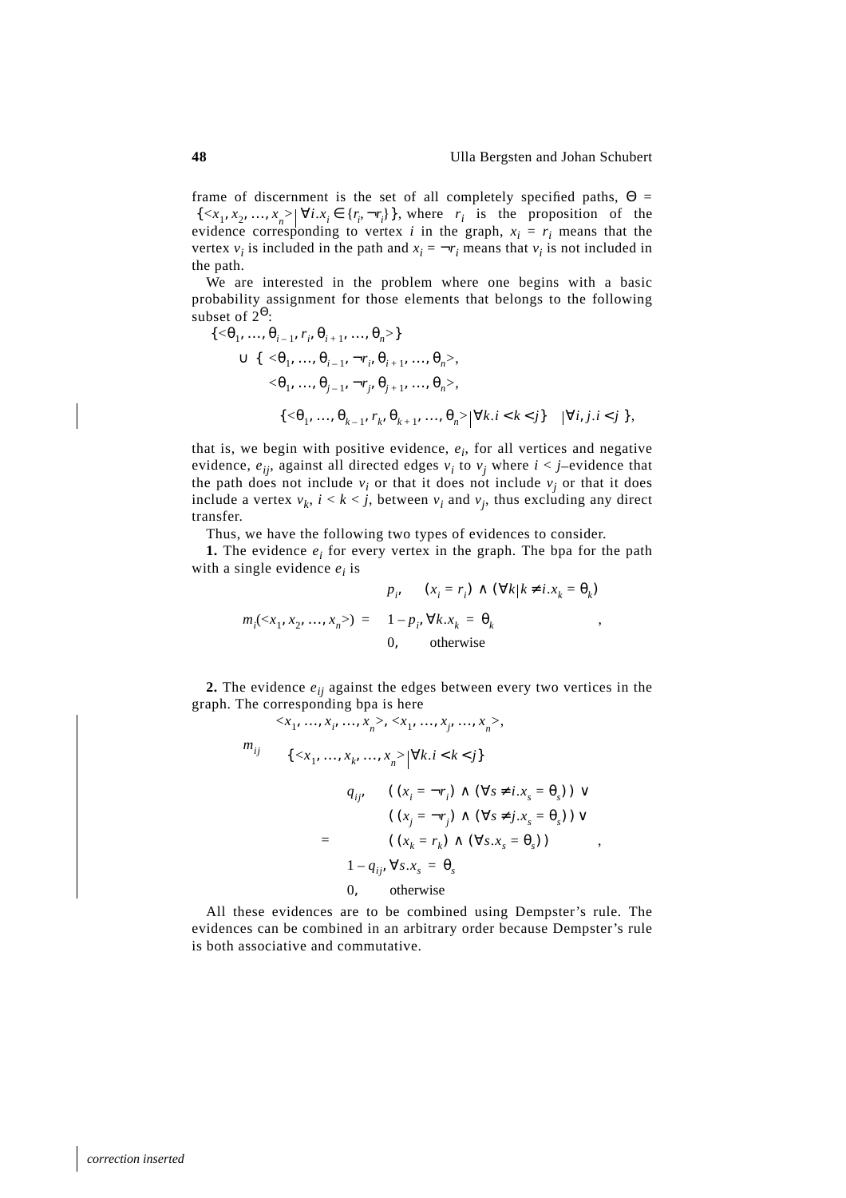frame of discernment is the set of all completely specified paths, $\Theta = \{\langle x_1, x_2, \ldots, x_n\rangle \mid \forall i. x_i \in \{r_i, \neg r_i\}\}$, where $r_i$ is the proposition of the evidence corresponding to vertex $i$ in the graph, $x_i = r_i$ means that the vertex $v_i$ is included in the path and $x_i = \neg r_i$ means that $v_i$ is not included in the path.

We are interested in the problem where one begins with a basic probability assignment for those elements that belongs to the following subset of $2^{\Theta}$:

$$
\begin{aligned}
&\{\langle \theta_1, \ldots, \theta_{i-1}, r_i, \theta_{i+1}, \ldots, \theta_n\rangle\} \\
&\cup \{ \langle \theta_1, \ldots, \theta_{i-1}, \neg r_i, \theta_{i+1}, \ldots, \theta_n\rangle, \\
&\qquad \langle \theta_1, \ldots, \theta_{j-1}, \neg r_j, \theta_{j+1}, \ldots, \theta_n\rangle, \\
&\qquad \{\langle \theta_1, \ldots, \theta_{k-1}, r_k, \theta_{k+1}, \ldots, \theta_n\rangle \mid \forall k. i < k < j\} \mid \forall i, j. i < j \},
\end{aligned}
$$

that is, we begin with positive evidence, $e_i$, for all vertices and negative evidence, $e_{ij}$, against all directed edges $v_i$ to $v_j$ where $i < j$–evidence that the path does not include $v_i$ or that it does not include $v_j$ or that it does include a vertex $v_k$, $i < k < j$, between $v_i$ and $v_j$, thus excluding any direct transfer.

Thus, we have the following two types of evidences to consider.

**1.** The evidence $e_i$ for every vertex in the graph. The bpa for the path with a single evidence $e_i$ is

$$
m_i(\langle x_1, x_2, \ldots, x_n\rangle) = \begin{cases} p_i, & (x_i = r_i) \wedge (\forall k \mid k \neq i. x_k = \theta_k) \\ 1 - p_i, & \forall k. x_k = \theta_k \\ 0, & \text{otherwise} \end{cases},
$$

**2.** The evidence $e_{ij}$ against the edges between every two vertices in the graph. The corresponding bpa is here

$$
\begin{aligned}
m_{ij}\Big(&\langle x_1, \ldots, x_i, \ldots, x_n\rangle, \langle x_1, \ldots, x_j, \ldots, x_n\rangle, \\
&\{\langle x_1, \ldots, x_k, \ldots, x_n\rangle \mid \forall k. i < k < j\}\Big)
\end{aligned}
$$

$$
= \begin{cases} q_{ij}, & ((x_i = \neg r_i) \wedge (\forall s \neq i. x_s = \theta_s)) \vee \\ & ((x_j = \neg r_j) \wedge (\forall s \neq j. x_s = \theta_s)) \vee \\ & ((x_k = r_k) \wedge (\forall s. x_s = \theta_s)) \\ 1 - q_{ij}, & \forall s. x_s = \theta_s \\ 0, & \text{otherwise} \end{cases},
$$

All these evidences are to be combined using Dempster's rule. The evidences can be combined in an arbitrary order because Dempster's rule is both associative and commutative.

*correction inserted*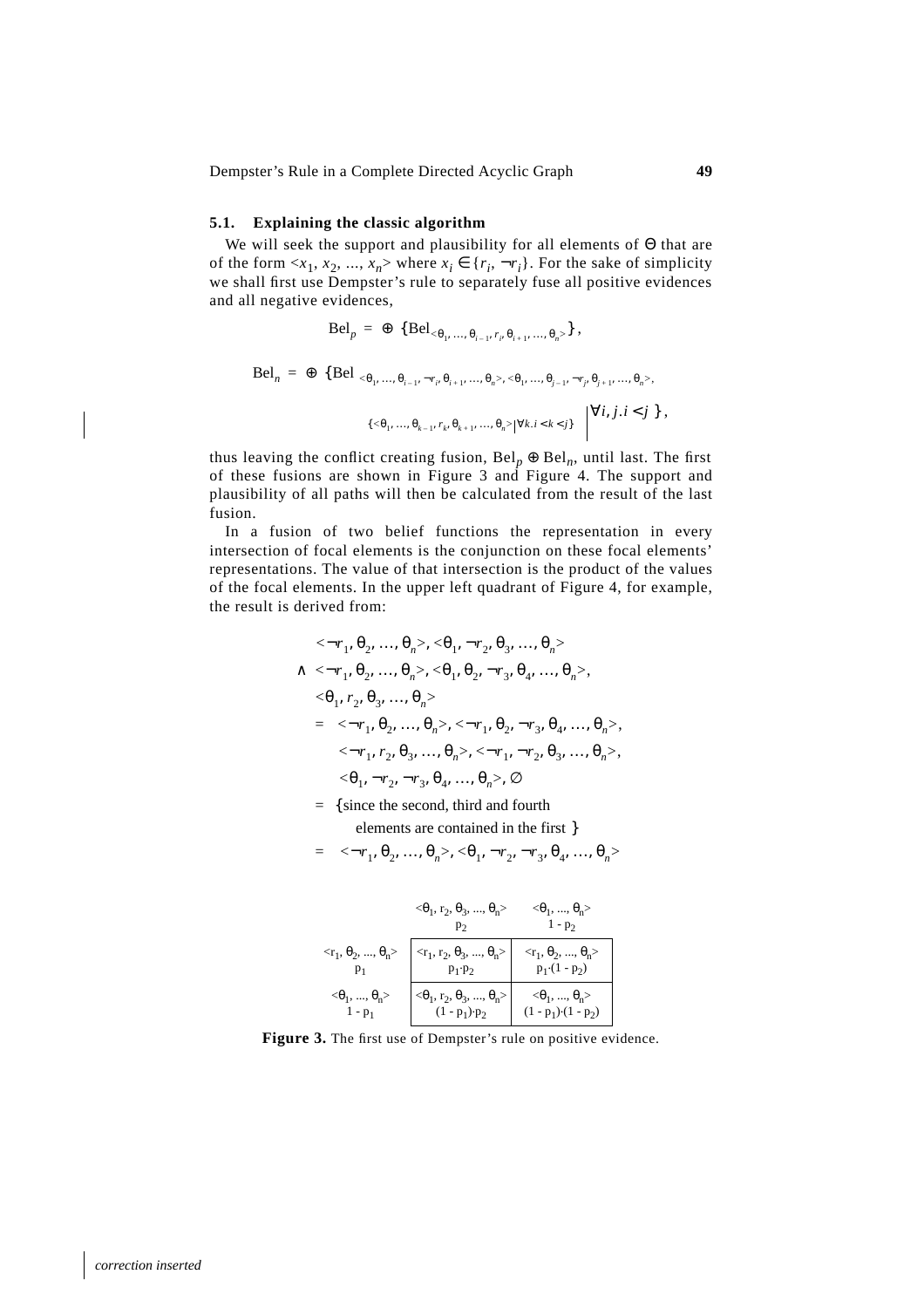### 5.1. Explaining the classic algorithm

We will seek the support and plausibility for all elements of $\Theta$ that are of the form $\langle x_1, x_2, \ldots, x_n \rangle$ where $x_i \in \{r_i, \neg r_i\}$. For the sake of simplicity we shall first use Dempster's rule to separately fuse all positive evidences and all negative evidences,

$$\mathrm{Bel}_p = \oplus \{\mathrm{Bel}_{\langle \theta_1, \ldots, \theta_{i-1}, r_i, \theta_{i+1}, \ldots, \theta_n \rangle}\},$$

$$\mathrm{Bel}_n = \oplus \{\mathrm{Bel}_{\langle \theta_1, \ldots, \theta_{i-1}, \neg r_i, \theta_{i+1}, \ldots, \theta_n \rangle, \langle \theta_1, \ldots, \theta_{j-1}, \neg r_j, \theta_{j+1}, \ldots, \theta_n \rangle, \{\langle \theta_1, \ldots, \theta_{k-1}, r_k, \theta_{k+1}, \ldots, \theta_n \rangle | \forall k. i < k < j\}} \,|\, \forall i, j. i < j\},$$

thus leaving the conflict creating fusion, $\mathrm{Bel}_p \oplus \mathrm{Bel}_n$, until last. The first of these fusions are shown in Figure 3 and Figure 4. The support and plausibility of all paths will then be calculated from the result of the last fusion.

In a fusion of two belief functions the representation in every intersection of focal elements is the conjunction on these focal elements' representations. The value of that intersection is the product of the values of the focal elements. In the upper left quadrant of Figure 4, for example, the result is derived from:

$$\begin{aligned}
& \langle \neg r_1, \theta_2, \ldots, \theta_n \rangle, \langle \theta_1, \neg r_2, \theta_3, \ldots, \theta_n \rangle \\
\wedge\; & \langle \neg r_1, \theta_2, \ldots, \theta_n \rangle, \langle \theta_1, \theta_2, \neg r_3, \theta_4, \ldots, \theta_n \rangle, \\
& \langle \theta_1, r_2, \theta_3, \ldots, \theta_n \rangle \\
=\; & \langle \neg r_1, \theta_2, \ldots, \theta_n \rangle, \langle \neg r_1, \theta_2, \neg r_3, \theta_4, \ldots, \theta_n \rangle, \\
& \langle \neg r_1, r_2, \theta_3, \ldots, \theta_n \rangle, \langle \neg r_1, \neg r_2, \theta_3, \ldots, \theta_n \rangle, \\
& \langle \theta_1, \neg r_2, \neg r_3, \theta_4, \ldots, \theta_n \rangle, \varnothing \\
=\; & \{\text{since the second, third and fourth} \\
& \quad \text{elements are contained in the first}\} \\
=\; & \langle \neg r_1, \theta_2, \ldots, \theta_n \rangle, \langle \theta_1, \neg r_2, \neg r_3, \theta_4, \ldots, \theta_n \rangle
\end{aligned}$$

| | $\langle \theta_1, r_2, \theta_3, \ldots, \theta_n \rangle$ <br> $p_2$ | $\langle \theta_1, \ldots, \theta_n \rangle$ <br> $1 - p_2$ |
|---|---|---|
| $\langle r_1, \theta_2, \ldots, \theta_n \rangle$ <br> $p_1$ | $\langle r_1, r_2, \theta_3, \ldots, \theta_n \rangle$ <br> $p_1 \cdot p_2$ | $\langle r_1, \theta_2, \ldots, \theta_n \rangle$ <br> $p_1 \cdot (1 - p_2)$ |
| $\langle \theta_1, \ldots, \theta_n \rangle$ <br> $1 - p_1$ | $\langle \theta_1, r_2, \theta_3, \ldots, \theta_n \rangle$ <br> $(1 - p_1) \cdot p_2$ | $\langle \theta_1, \ldots, \theta_n \rangle$ <br> $(1 - p_1) \cdot (1 - p_2)$ |

**Figure 3.** The first use of Dempster's rule on positive evidence.

*correction inserted*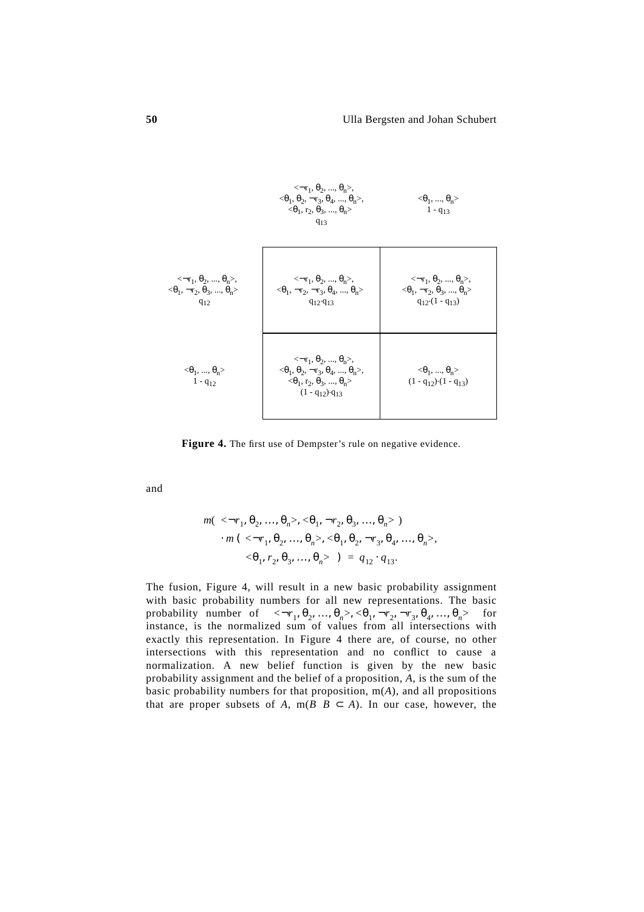| | $\langle \neg r_1, \theta_2, \ldots, \theta_n \rangle$, $\langle \theta_1, \theta_2, \neg r_3, \theta_4, \ldots, \theta_n \rangle$, $\langle \theta_1, r_2, \theta_3, \ldots, \theta_n \rangle$ $q_{13}$ | $\langle \theta_1, \ldots, \theta_n \rangle$ $1 - q_{13}$ |
|---|---|---|
| $\langle \neg r_1, \theta_2, \ldots, \theta_n \rangle$, $\langle \theta_1, \neg r_2, \theta_3, \ldots, \theta_n \rangle$ $q_{12}$ | $\langle \neg r_1, \theta_2, \ldots, \theta_n \rangle$, $\langle \theta_1, \neg r_2, \neg r_3, \theta_4, \ldots, \theta_n \rangle$ $q_{12} \cdot q_{13}$ | $\langle \neg r_1, \theta_2, \ldots, \theta_n \rangle$, $\langle \theta_1, \neg r_2, \theta_3, \ldots, \theta_n \rangle$ $q_{12} \cdot (1 - q_{13})$ |
| $\langle \theta_1, \ldots, \theta_n \rangle$ $1 - q_{12}$ | $\langle \neg r_1, \theta_2, \ldots, \theta_n \rangle$, $\langle \theta_1, \theta_2, \neg r_3, \theta_4, \ldots, \theta_n \rangle$, $\langle \theta_1, r_2, \theta_3, \ldots, \theta_n \rangle$ $(1 - q_{12}) \cdot q_{13}$ | $\langle \theta_1, \ldots, \theta_n \rangle$ $(1 - q_{12}) \cdot (1 - q_{13})$ |

**Figure 4.** The first use of Dempster's rule on negative evidence.

and

$$
\begin{aligned}
& m( \langle \neg r_1, \theta_2, \ldots, \theta_n \rangle, \langle \theta_1, \neg r_2, \theta_3, \ldots, \theta_n \rangle ) \\
& \quad \cdot m ( \langle \neg r_1, \theta_2, \ldots, \theta_n \rangle, \langle \theta_1, \theta_2, \neg r_3, \theta_4, \ldots, \theta_n \rangle, \\
& \qquad \langle \theta_1, r_2, \theta_3, \ldots, \theta_n \rangle ) = q_{12} \cdot q_{13}.
\end{aligned}
$$

The fusion, Figure 4, will result in a new basic probability assignment with basic probability numbers for all new representations. The basic probability number of $\langle \neg r_1, \theta_2, \ldots, \theta_n \rangle, \langle \theta_1, \neg r_2, \neg r_3, \theta_4, \ldots, \theta_n \rangle$ for instance, is the normalized sum of values from all intersections with exactly this representation. In Figure 4 there are, of course, no other intersections with this representation and no conflict to cause a normalization. A new belief function is given by the new basic probability assignment and the belief of a proposition, $A$, is the sum of the basic probability numbers for that proposition, m($A$), and all propositions that are proper subsets of $A$, m($B$ $B \subset A$). In our case, however, the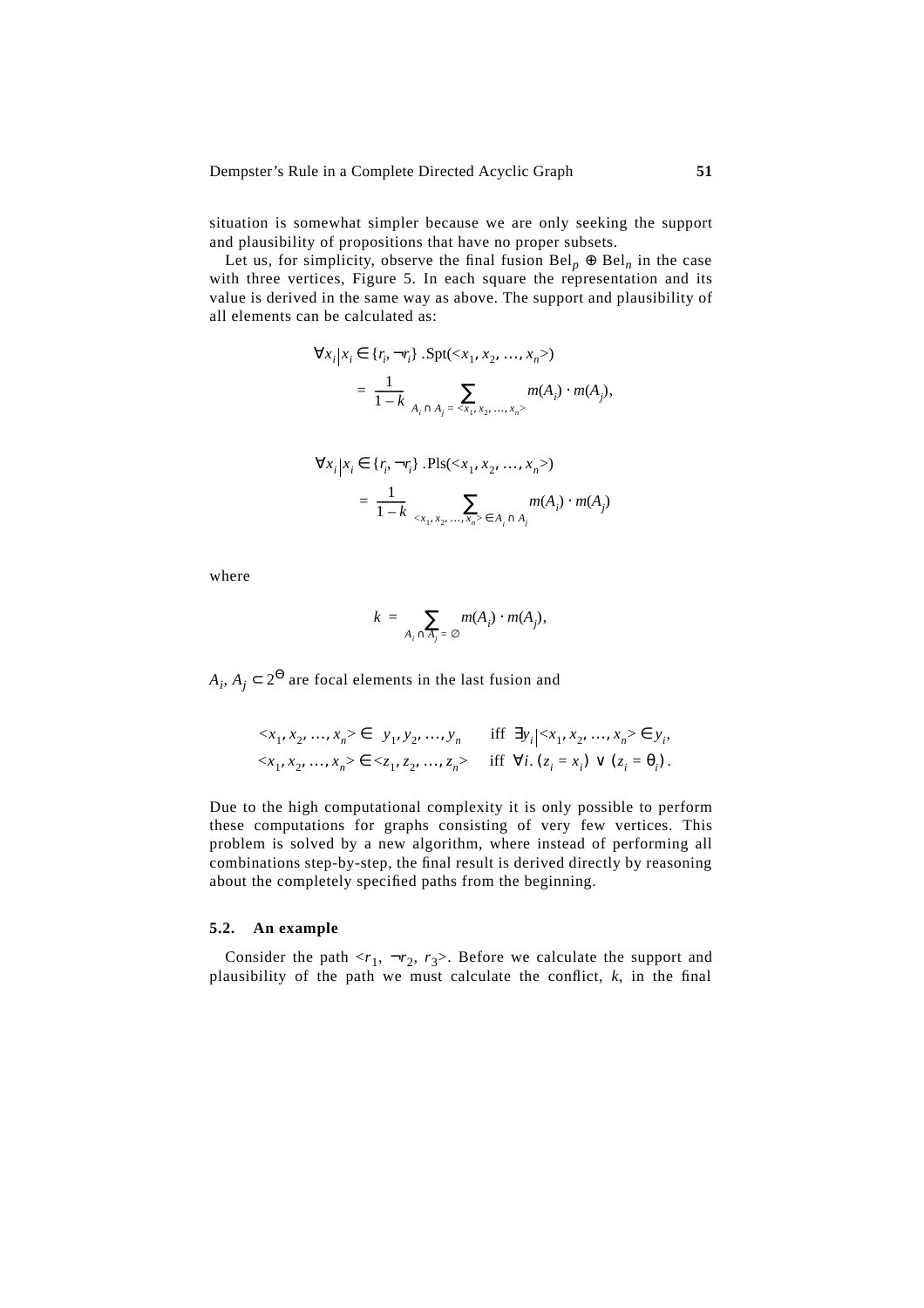situation is somewhat simpler because we are only seeking the support and plausibility of propositions that have no proper subsets.

Let us, for simplicity, observe the final fusion $\text{Bel}_p \oplus \text{Bel}_n$ in the case with three vertices, Figure 5. In each square the representation and its value is derived in the same way as above. The support and plausibility of all elements can be calculated as:

$$\forall x_i \middle| x_i \in \{r_i, \neg r_i\} \,.\, \text{Spt}(<x_1, x_2, \ldots, x_n>) = \frac{1}{1-k} \sum_{A_i \cap A_j = <x_1, x_2, \ldots, x_n>} m(A_i) \cdot m(A_j),$$

$$\forall x_i \middle| x_i \in \{r_i, \neg r_i\} \,.\, \text{Pls}(<x_1, x_2, \ldots, x_n>) = \frac{1}{1-k} \sum_{<x_1, x_2, \ldots, x_n> \in A_i \cap A_j} m(A_i) \cdot m(A_j)$$

where

$$k = \sum_{A_i \cap A_j = \emptyset} m(A_i) \cdot m(A_j),$$

$A_i, A_j \subset 2^{\Theta}$ are focal elements in the last fusion and

$$<x_1, x_2, \ldots, x_n> \in \ y_1, y_2, \ldots, y_n \quad \text{iff } \exists y_i \middle| <x_1, x_2, \ldots, x_n> \in y_i,$$

$$<x_1, x_2, \ldots, x_n> \in <z_1, z_2, \ldots, z_n> \quad \text{iff } \forall i. \, (z_i = x_i) \vee (z_i = \theta_i).$$

Due to the high computational complexity it is only possible to perform these computations for graphs consisting of very few vertices. This problem is solved by a new algorithm, where instead of performing all combinations step-by-step, the final result is derived directly by reasoning about the completely specified paths from the beginning.

### 5.2. An example

Consider the path $<r_1, \neg r_2, r_3>$. Before we calculate the support and plausibility of the path we must calculate the conflict, $k$, in the final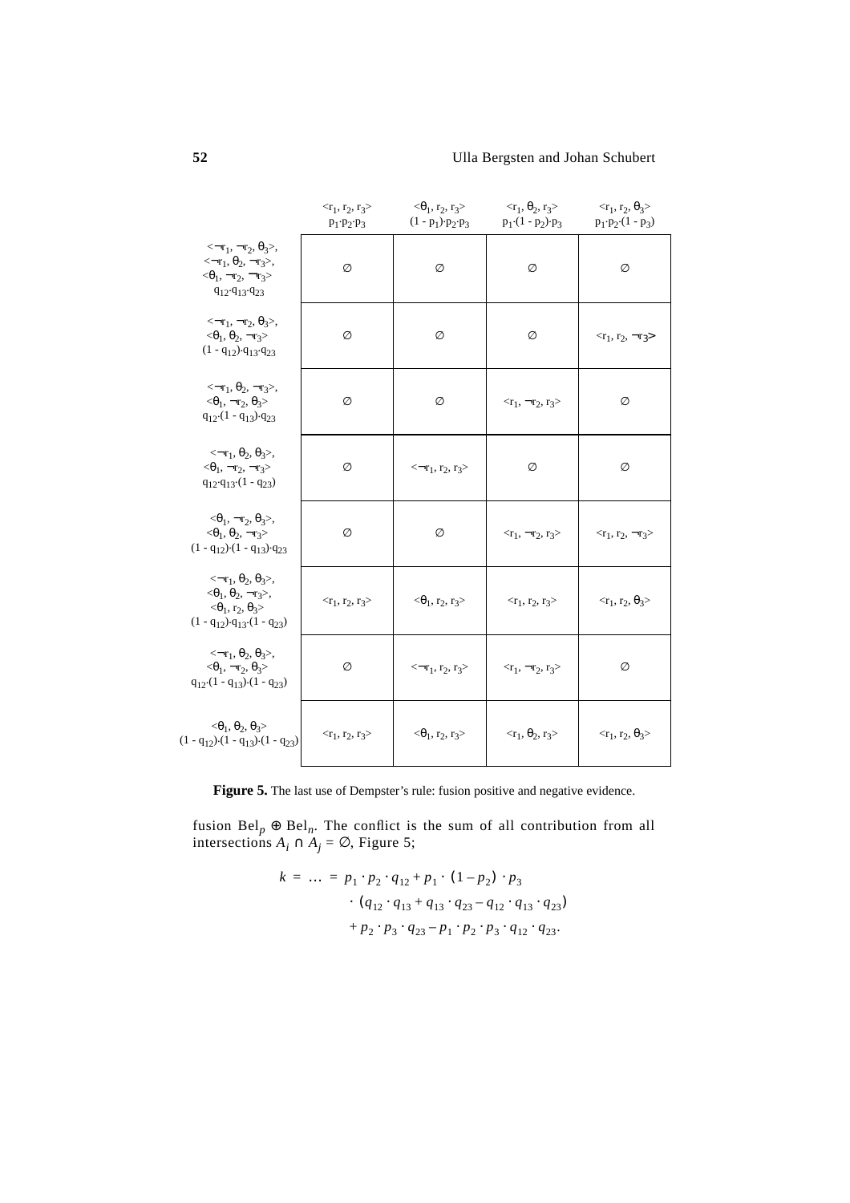| | $\langle r_1, r_2, r_3\rangle$ $p_1 \cdot p_2 \cdot p_3$ | $\langle \theta_1, r_2, r_3\rangle$ $(1 - p_1) \cdot p_2 \cdot p_3$ | $\langle r_1, \theta_2, r_3\rangle$ $p_1 \cdot (1 - p_2) \cdot p_3$ | $\langle r_1, r_2, \theta_3\rangle$ $p_1 \cdot p_2 \cdot (1 - p_3)$ |
|---|---|---|---|---|
| $\langle \neg r_1, \neg r_2, \theta_3\rangle$, $\langle \neg r_1, \theta_2, \neg r_3\rangle$, $\langle \theta_1, \neg r_2, \neg r_3\rangle$ $q_{12} \cdot q_{13} \cdot q_{23}$ | $\emptyset$ | $\emptyset$ | $\emptyset$ | $\emptyset$ |
| $\langle \neg r_1, \neg r_2, \theta_3\rangle$, $\langle \theta_1, \theta_2, \neg r_3\rangle$ $(1 - q_{12}) \cdot q_{13} \cdot q_{23}$ | $\emptyset$ | $\emptyset$ | $\emptyset$ | $\langle r_1, r_2, \neg r_3\rangle$ |
| $\langle \neg r_1, \theta_2, \neg r_3\rangle$, $\langle \theta_1, \neg r_2, \theta_3\rangle$ $q_{12} \cdot (1 - q_{13}) \cdot q_{23}$ | $\emptyset$ | $\emptyset$ | $\langle r_1, \neg r_2, r_3\rangle$ | $\emptyset$ |
| $\langle \neg r_1, \theta_2, \theta_3\rangle$, $\langle \theta_1, \neg r_2, \neg r_3\rangle$ $q_{12} \cdot q_{13} \cdot (1 - q_{23})$ | $\emptyset$ | $\langle \neg r_1, r_2, r_3\rangle$ | $\emptyset$ | $\emptyset$ |
| $\langle \theta_1, \neg r_2, \theta_3\rangle$, $\langle \theta_1, \theta_2, \neg r_3\rangle$ $(1 - q_{12}) \cdot (1 - q_{13}) \cdot q_{23}$ | $\emptyset$ | $\emptyset$ | $\langle r_1, \neg r_2, r_3\rangle$ | $\langle r_1, r_2, \neg r_3\rangle$ |
| $\langle \neg r_1, \theta_2, \theta_3\rangle$, $\langle \theta_1, \theta_2, \neg r_3\rangle$, $\langle \theta_1, r_2, \theta_3\rangle$ $(1 - q_{12}) \cdot q_{13} \cdot (1 - q_{23})$ | $\langle r_1, r_2, r_3\rangle$ | $\langle \theta_1, r_2, r_3\rangle$ | $\langle r_1, r_2, r_3\rangle$ | $\langle r_1, r_2, \theta_3\rangle$ |
| $\langle \neg r_1, \theta_2, \theta_3\rangle$, $\langle \theta_1, \neg r_2, \theta_3\rangle$ $q_{12} \cdot (1 - q_{13}) \cdot (1 - q_{23})$ | $\emptyset$ | $\langle \neg r_1, r_2, r_3\rangle$ | $\langle r_1, \neg r_2, r_3\rangle$ | $\emptyset$ |
| $\langle \theta_1, \theta_2, \theta_3\rangle$ $(1 - q_{12}) \cdot (1 - q_{13}) \cdot (1 - q_{23})$ | $\langle r_1, r_2, r_3\rangle$ | $\langle \theta_1, r_2, r_3\rangle$ | $\langle r_1, \theta_2, r_3\rangle$ | $\langle r_1, r_2, \theta_3\rangle$ |

**Figure 5.** The last use of Dempster's rule: fusion positive and negative evidence.

fusion $\text{Bel}_p \oplus \text{Bel}_n$. The conflict is the sum of all contribution from all intersections $A_i \cap A_j = \emptyset$, Figure 5;

$$
\begin{aligned}
k = \ \dots \ = \ & p_1 \cdot p_2 \cdot q_{12} + p_1 \cdot (1 - p_2) \cdot p_3 \\
& \cdot (q_{12} \cdot q_{13} + q_{13} \cdot q_{23} - q_{12} \cdot q_{13} \cdot q_{23}) \\
& + p_2 \cdot p_3 \cdot q_{23} - p_1 \cdot p_2 \cdot p_3 \cdot q_{12} \cdot q_{23}.
\end{aligned}
$$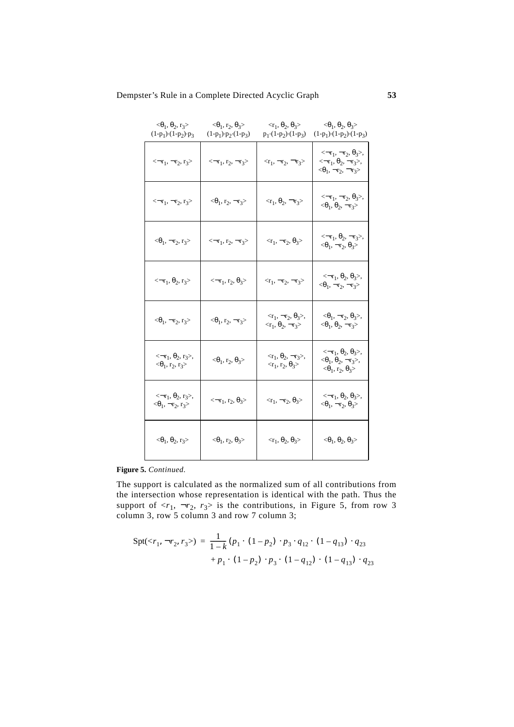| $<\theta_1, \theta_2, r_3>$ $(1\text{-}p_1)\cdot(1\text{-}p_2)\cdot p_3$ | $<\theta_1, r_2, \theta_3>$ $(1\text{-}p_1)\cdot p_2\cdot(1\text{-}p_3)$ | $<r_1, \theta_2, \theta_3>$ $p_1\cdot(1\text{-}p_2)\cdot(1\text{-}p_3)$ | $<\theta_1, \theta_2, \theta_3>$ $(1\text{-}p_1)\cdot(1\text{-}p_2)\cdot(1\text{-}p_3)$ |
|---|---|---|---|
| $<\neg r_1, \neg r_2, r_3>$ | $<\neg r_1, r_2, \neg r_3>$ | $<r_1, \neg r_2, \neg r_3>$ | $<\neg r_1, \neg r_2, \theta_3>$, $<\neg r_1, \theta_2, \neg r_3>$, $<\theta_1, \neg r_2, \neg r_3>$ |
| $<\neg r_1, \neg r_2, r_3>$ | $<\theta_1, r_2, \neg r_3>$ | $<r_1, \theta_2, \neg r_3>$ | $<\neg r_1, \neg r_2, \theta_3>$, $<\theta_1, \theta_2, \neg r_3>$ |
| $<\theta_1, \neg r_2, r_3>$ | $<\neg r_1, r_2, \neg r_3>$ | $<r_1, \neg r_2, \theta_3>$ | $<\neg r_1, \theta_2, \neg r_3>$, $<\theta_1, \neg r_2, \theta_3>$ |
| $<\neg r_1, \theta_2, r_3>$ | $<\neg r_1, r_2, \theta_3>$ | $<r_1, \neg r_2, \neg r_3>$ | $<\neg r_1, \theta_2, \theta_3>$, $<\theta_1, \neg r_2, \neg r_3>$ |
| $<\theta_1, \neg r_2, r_3>$ | $<\theta_1, r_2, \neg r_3>$ | $<r_1, \neg r_2, \theta_3>$, $<r_1, \theta_2, \neg r_3>$ | $<\theta_1, \neg r_2, \theta_3>$, $<\theta_1, \theta_2, \neg r_3>$ |
| $<\neg r_1, \theta_2, r_3>$, $<\theta_1, r_2, r_3>$ | $<\theta_1, r_2, \theta_3>$ | $<r_1, \theta_2, \neg r_3>$, $<r_1, r_2, \theta_3>$ | $<\neg r_1, \theta_2, \theta_3>$, $<\theta_1, \theta_2, \neg r_3>$, $<\theta_1, r_2, \theta_3>$ |
| $<\neg r_1, \theta_2, r_3>$, $<\theta_1, \neg r_2, r_3>$ | $<\neg r_1, r_2, \theta_3>$ | $<r_1, \neg r_2, \theta_3>$ | $<\neg r_1, \theta_2, \theta_3>$, $<\theta_1, \neg r_2, \theta_3>$ |
| $<\theta_1, \theta_2, r_3>$ | $<\theta_1, r_2, \theta_3>$ | $<r_1, \theta_2, \theta_3>$ | $<\theta_1, \theta_2, \theta_3>$ |

**Figure 5.** *Continued.*

The support is calculated as the normalized sum of all contributions from the intersection whose representation is identical with the path. Thus the support of $<r_1, \neg r_2, r_3>$ is the contributions, in Figure 5, from row 3 column 3, row 5 column 3 and row 7 column 3;

$$\text{Spt}(<r_1, \neg r_2, r_3>) = \frac{1}{1-k}(p_1 \cdot (1-p_2) \cdot p_3 \cdot q_{12} \cdot (1-q_{13}) \cdot q_{23} + p_1 \cdot (1-p_2) \cdot p_3 \cdot (1-q_{12}) \cdot (1-q_{13}) \cdot q_{23}$$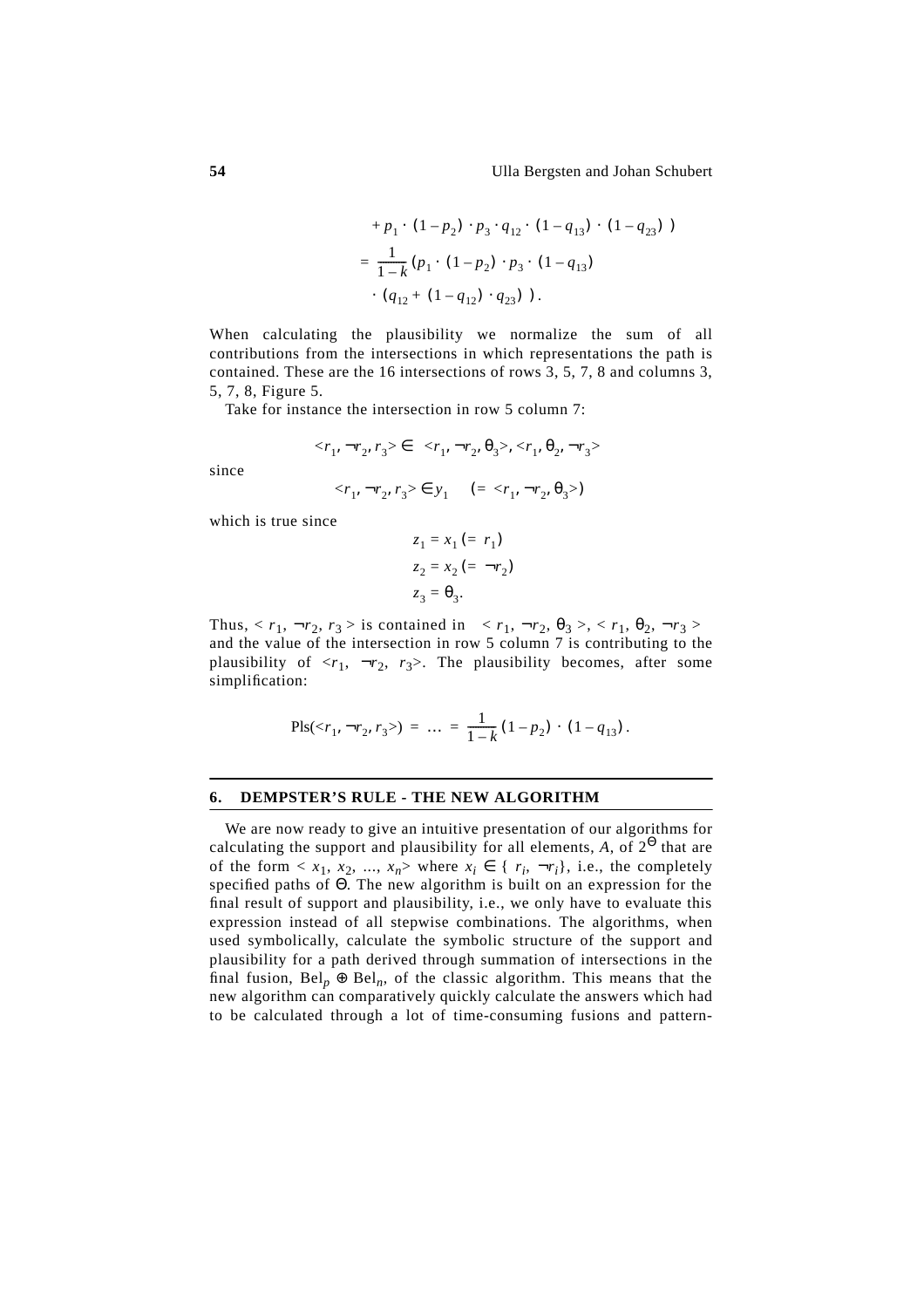$$
\begin{aligned}
&+ p_1 \cdot (1-p_2) \cdot p_3 \cdot q_{12} \cdot (1-q_{13}) \cdot (1-q_{23})\ ) \\
&= \frac{1}{1-k}(p_1 \cdot (1-p_2) \cdot p_3 \cdot (1-q_{13}) \\
&\quad \cdot (q_{12} + (1-q_{12}) \cdot q_{23})\ ).
\end{aligned}
$$

When calculating the plausibility we normalize the sum of all contributions from the intersections in which representations the path is contained. These are the 16 intersections of rows 3, 5, 7, 8 and columns 3, 5, 7, 8, Figure 5.

Take for instance the intersection in row 5 column 7:

$$<r_1, \neg r_2, r_3> \in \ <r_1, \neg r_2, \theta_3>, <r_1, \theta_2, \neg r_3>$$

since

$$<r_1, \neg r_2, r_3> \in y_1 \quad (= <r_1, \neg r_2, \theta_3>)$$

which is true since

$$
\begin{aligned}
z_1 &= x_1 \ (= r_1) \\
z_2 &= x_2 \ (= \neg r_2) \\
z_3 &= \theta_3.
\end{aligned}
$$

Thus, $< r_1, \neg r_2, r_3 >$ is contained in $< r_1, \neg r_2, \theta_3 >, < r_1, \theta_2, \neg r_3 >$ and the value of the intersection in row 5 column 7 is contributing to the plausibility of $<r_1, \neg r_2, r_3>$. The plausibility becomes, after some simplification:

$$\mathrm{Pls}(<r_1, \neg r_2, r_3>) = \ldots = \frac{1}{1-k}(1-p_2) \cdot (1-q_{13}).$$

## 6. DEMPSTER'S RULE - THE NEW ALGORITHM

We are now ready to give an intuitive presentation of our algorithms for calculating the support and plausibility for all elements, $A$, of $2^\Theta$ that are of the form $< x_1, x_2, ..., x_n>$ where $x_i \in \{ r_i, \neg r_i\}$, i.e., the completely specified paths of $\Theta$. The new algorithm is built on an expression for the final result of support and plausibility, i.e., we only have to evaluate this expression instead of all stepwise combinations. The algorithms, when used symbolically, calculate the symbolic structure of the support and plausibility for a path derived through summation of intersections in the final fusion, $\mathrm{Bel}_p \oplus \mathrm{Bel}_n$, of the classic algorithm. This means that the new algorithm can comparatively quickly calculate the answers which had to be calculated through a lot of time-consuming fusions and pattern-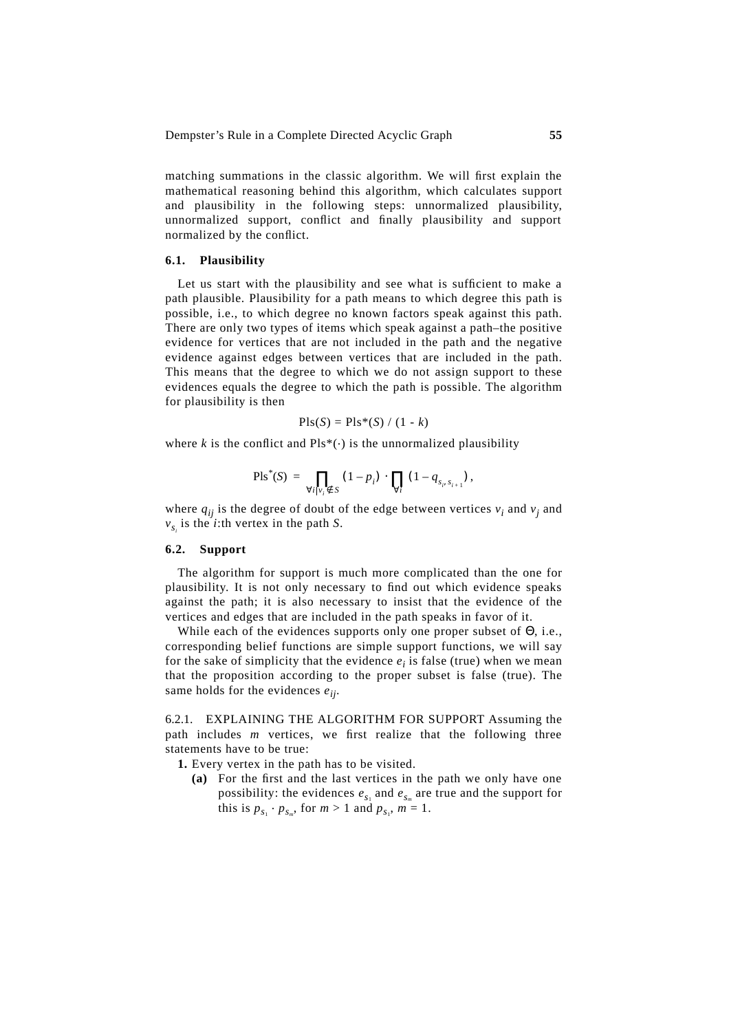matching summations in the classic algorithm. We will first explain the mathematical reasoning behind this algorithm, which calculates support and plausibility in the following steps: unnormalized plausibility, unnormalized support, conflict and finally plausibility and support normalized by the conflict.

### 6.1. Plausibility

Let us start with the plausibility and see what is sufficient to make a path plausible. Plausibility for a path means to which degree this path is possible, i.e., to which degree no known factors speak against this path. There are only two types of items which speak against a path–the positive evidence for vertices that are not included in the path and the negative evidence against edges between vertices that are included in the path. This means that the degree to which we do not assign support to these evidences equals the degree to which the path is possible. The algorithm for plausibility is then

$$\text{Pls}(S) = \text{Pls}^*(S) / (1 - k)$$

where $k$ is the conflict and $\text{Pls}^*(\cdot)$ is the unnormalized plausibility

$$\text{Pls}^*(S) = \prod_{\forall i | v_i \notin S} (1 - p_i) \cdot \prod_{\forall i} (1 - q_{s_i, s_{i+1}}),$$

where $q_{ij}$ is the degree of doubt of the edge between vertices $v_i$ and $v_j$ and $v_{s_i}$ is the $i$:th vertex in the path $S$.

### 6.2. Support

The algorithm for support is much more complicated than the one for plausibility. It is not only necessary to find out which evidence speaks against the path; it is also necessary to insist that the evidence of the vertices and edges that are included in the path speaks in favor of it.

While each of the evidences supports only one proper subset of $\Theta$, i.e., corresponding belief functions are simple support functions, we will say for the sake of simplicity that the evidence $e_i$ is false (true) when we mean that the proposition according to the proper subset is false (true). The same holds for the evidences $e_{ij}$.

6.2.1. EXPLAINING THE ALGORITHM FOR SUPPORT Assuming the path includes $m$ vertices, we first realize that the following three statements have to be true:

**1.** Every vertex in the path has to be visited.

  **(a)** For the first and the last vertices in the path we only have one possibility: the evidences $e_{s_1}$ and $e_{s_m}$ are true and the support for this is $p_{s_1} \cdot p_{s_m}$, for $m > 1$ and $p_{s_1}$, $m = 1$.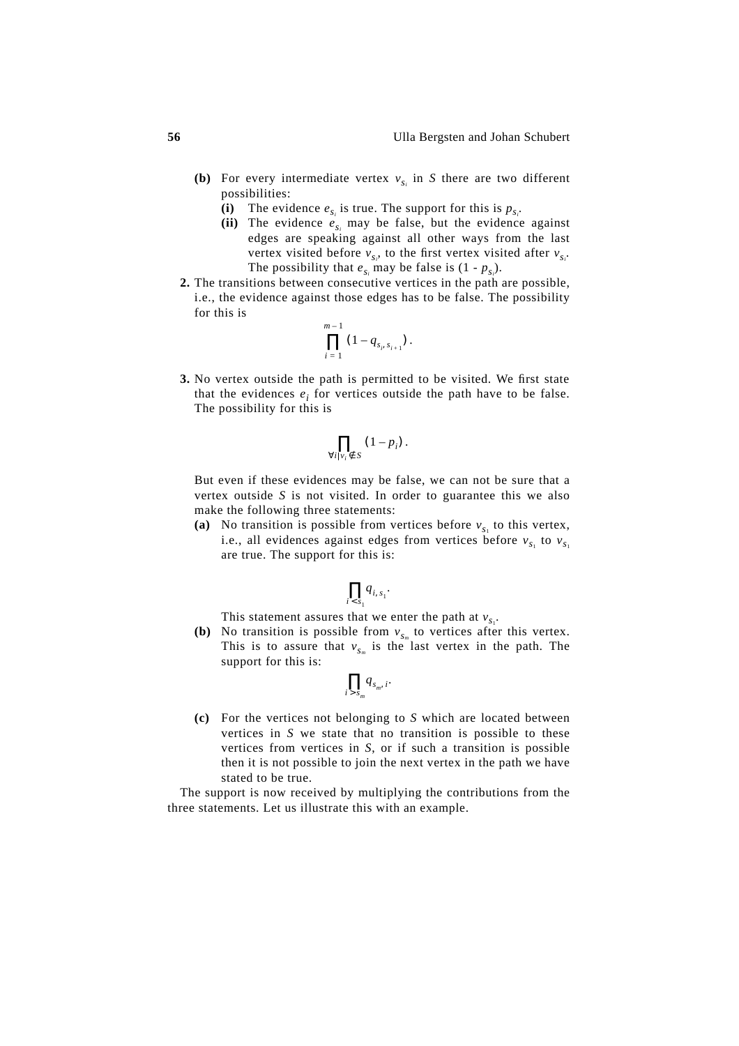- **(b)** For every intermediate vertex $v_{s_i}$ in $S$ there are two different possibilities:
  - **(i)** The evidence $e_{s_i}$ is true. The support for this is $p_{s_i}$.
  - **(ii)** The evidence $e_{s_i}$ may be false, but the evidence against edges are speaking against all other ways from the last vertex visited before $v_{s_i}$, to the first vertex visited after $v_{s_i}$. The possibility that $e_{s_i}$ may be false is $(1 - p_{s_i})$.

**2.** The transitions between consecutive vertices in the path are possible, i.e., the evidence against those edges has to be false. The possibility for this is

$$\prod_{i=1}^{m-1} (1 - q_{s_i, s_{i+1}}) .$$

**3.** No vertex outside the path is permitted to be visited. We first state that the evidences $e_i$ for vertices outside the path have to be false. The possibility for this is

$$\prod_{\forall i | v_i \notin S} (1 - p_i) .$$

But even if these evidences may be false, we can not be sure that a vertex outside $S$ is not visited. In order to guarantee this we also make the following three statements:

- **(a)** No transition is possible from vertices before $v_{s_1}$ to this vertex, i.e., all evidences against edges from vertices before $v_{s_1}$ to $v_{s_1}$ are true. The support for this is:

$$\prod_{i < s_1} q_{i, s_1} .$$

  This statement assures that we enter the path at $v_{s_1}$.

- **(b)** No transition is possible from $v_{s_m}$ to vertices after this vertex. This is to assure that $v_{s_m}$ is the last vertex in the path. The support for this is:

$$\prod_{i > s_m} q_{s_m, i} .$$

- **(c)** For the vertices not belonging to $S$ which are located between vertices in $S$ we state that no transition is possible to these vertices from vertices in $S$, or if such a transition is possible then it is not possible to join the next vertex in the path we have stated to be true.

The support is now received by multiplying the contributions from the three statements. Let us illustrate this with an example.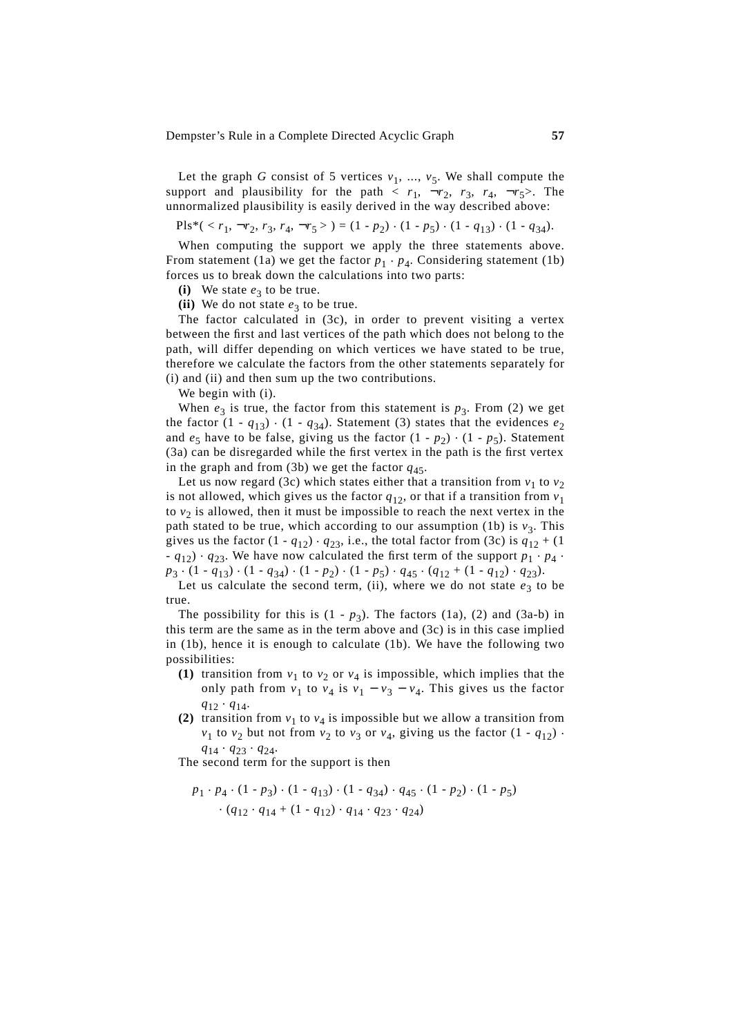Let the graph $G$ consist of 5 vertices $v_1$, ..., $v_5$. We shall compute the support and plausibility for the path $< r_1, \neg r_2, r_3, r_4, \neg r_5 >$. The unnormalized plausibility is easily derived in the way described above:

$$\text{Pls}^*( < r_1, \neg r_2, r_3, r_4, \neg r_5 > ) = (1 - p_2) \cdot (1 - p_5) \cdot (1 - q_{13}) \cdot (1 - q_{34}).$$

When computing the support we apply the three statements above. From statement (1a) we get the factor $p_1 \cdot p_4$. Considering statement (1b) forces us to break down the calculations into two parts:

**(i)** We state $e_3$ to be true.

**(ii)** We do not state $e_3$ to be true.

The factor calculated in (3c), in order to prevent visiting a vertex between the first and last vertices of the path which does not belong to the path, will differ depending on which vertices we have stated to be true, therefore we calculate the factors from the other statements separately for (i) and (ii) and then sum up the two contributions.

We begin with (i).

When $e_3$ is true, the factor from this statement is $p_3$. From (2) we get the factor $(1 - q_{13}) \cdot (1 - q_{34})$. Statement (3) states that the evidences $e_2$ and $e_5$ have to be false, giving us the factor $(1 - p_2) \cdot (1 - p_5)$. Statement (3a) can be disregarded while the first vertex in the path is the first vertex in the graph and from (3b) we get the factor $q_{45}$.

Let us now regard (3c) which states either that a transition from $v_1$ to $v_2$ is not allowed, which gives us the factor $q_{12}$, or that if a transition from $v_1$ to $v_2$ is allowed, then it must be impossible to reach the next vertex in the path stated to be true, which according to our assumption (1b) is $v_3$. This gives us the factor $(1 - q_{12}) \cdot q_{23}$, i.e., the total factor from (3c) is $q_{12} + (1 - q_{12}) \cdot q_{23}$. We have now calculated the first term of the support $p_1 \cdot p_4 \cdot p_3 \cdot (1 - q_{13}) \cdot (1 - q_{34}) \cdot (1 - p_2) \cdot (1 - p_5) \cdot q_{45} \cdot (q_{12} + (1 - q_{12}) \cdot q_{23})$.

Let us calculate the second term, (ii), where we do not state $e_3$ to be true.

The possibility for this is $(1 - p_3)$. The factors (1a), (2) and (3a-b) in this term are the same as in the term above and (3c) is in this case implied in (1b), hence it is enough to calculate (1b). We have the following two possibilities:

**(1)** transition from $v_1$ to $v_2$ or $v_4$ is impossible, which implies that the only path from $v_1$ to $v_4$ is $v_1 - v_3 - v_4$. This gives us the factor $q_{12} \cdot q_{14}$.

**(2)** transition from $v_1$ to $v_4$ is impossible but we allow a transition from $v_1$ to $v_2$ but not from $v_2$ to $v_3$ or $v_4$, giving us the factor $(1 - q_{12}) \cdot q_{14} \cdot q_{23} \cdot q_{24}$.

The second term for the support is then

$$p_1 \cdot p_4 \cdot (1 - p_3) \cdot (1 - q_{13}) \cdot (1 - q_{34}) \cdot q_{45} \cdot (1 - p_2) \cdot (1 - p_5) \\ \cdot (q_{12} \cdot q_{14} + (1 - q_{12}) \cdot q_{14} \cdot q_{23} \cdot q_{24})$$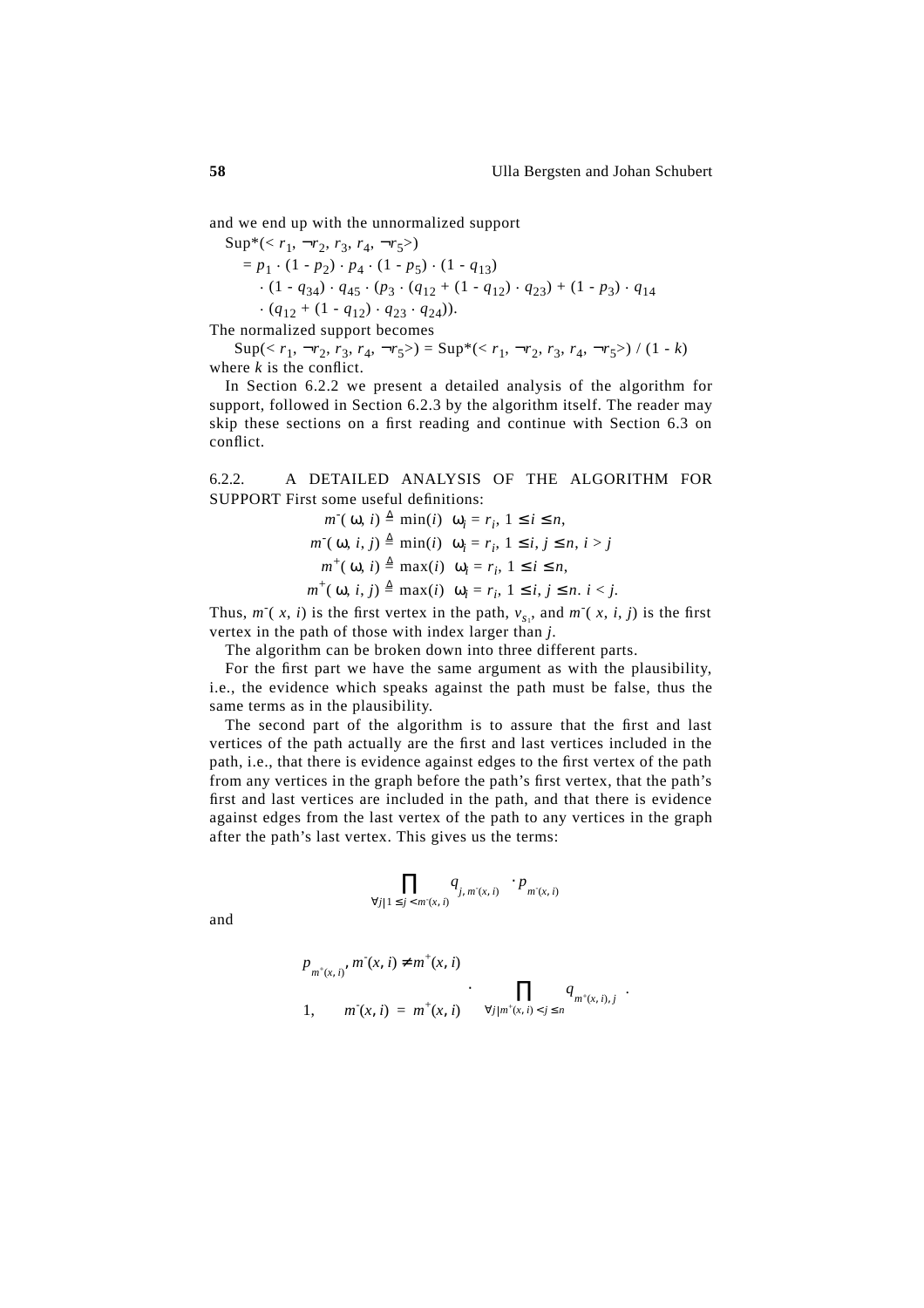and we end up with the unnormalized support

$$\mathrm{Sup}^*(< r_1, \neg r_2, r_3, r_4, \neg r_5>)$$
$$= p_1 \cdot (1 - p_2) \cdot p_4 \cdot (1 - p_5) \cdot (1 - q_{13})$$
$$\cdot (1 - q_{34}) \cdot q_{45} \cdot (p_3 \cdot (q_{12} + (1 - q_{12}) \cdot q_{23}) + (1 - p_3) \cdot q_{14}$$
$$\cdot (q_{12} + (1 - q_{12}) \cdot q_{23} \cdot q_{24})).$$

The normalized support becomes

$$\mathrm{Sup}(< r_1, \neg r_2, r_3, r_4, \neg r_5>) = \mathrm{Sup}^*(< r_1, \neg r_2, r_3, r_4, \neg r_5>) / (1 - k)$$

where $k$ is the conflict.

In Section 6.2.2 we present a detailed analysis of the algorithm for support, followed in Section 6.2.3 by the algorithm itself. The reader may skip these sections on a first reading and continue with Section 6.3 on conflict.

6.2.2. A DETAILED ANALYSIS OF THE ALGORITHM FOR SUPPORT First some useful definitions:

$$m^-(\omega, i) \triangleq \min(i) \;\; \omega_i = r_i,\ 1 \le i \le n,$$
$$m^-(\omega, i, j) \triangleq \min(i) \;\; \omega_i = r_i,\ 1 \le i, j \le n,\ i > j$$
$$m^+(\omega, i) \triangleq \max(i) \;\; \omega_i = r_i,\ 1 \le i \le n,$$
$$m^+(\omega, i, j) \triangleq \max(i) \;\; \omega_i = r_i,\ 1 \le i, j \le n.\ i < j.$$

Thus, $m^-(x, i)$ is the first vertex in the path, $v_{s_1}$, and $m^-(x, i, j)$ is the first vertex in the path of those with index larger than $j$.

The algorithm can be broken down into three different parts.

For the first part we have the same argument as with the plausibility, i.e., the evidence which speaks against the path must be false, thus the same terms as in the plausibility.

The second part of the algorithm is to assure that the first and last vertices of the path actually are the first and last vertices included in the path, i.e., that there is evidence against edges to the first vertex of the path from any vertices in the graph before the path's first vertex, that the path's first and last vertices are included in the path, and that there is evidence against edges from the last vertex of the path to any vertices in the graph after the path's last vertex. This gives us the terms:

$$\prod_{\forall j | 1 \le j < m^-(x,i)} q_{j, m^-(x,i)} \cdot p_{m^-(x,i)}$$

and

$$\begin{cases} p_{m^+(x,i)}, & m^-(x,i) \ne m^+(x,i) \\ 1, & m^-(x,i) = m^+(x,i) \end{cases} \cdot \prod_{\forall j | m^+(x,i) < j \le n} q_{m^+(x,i), j} .$$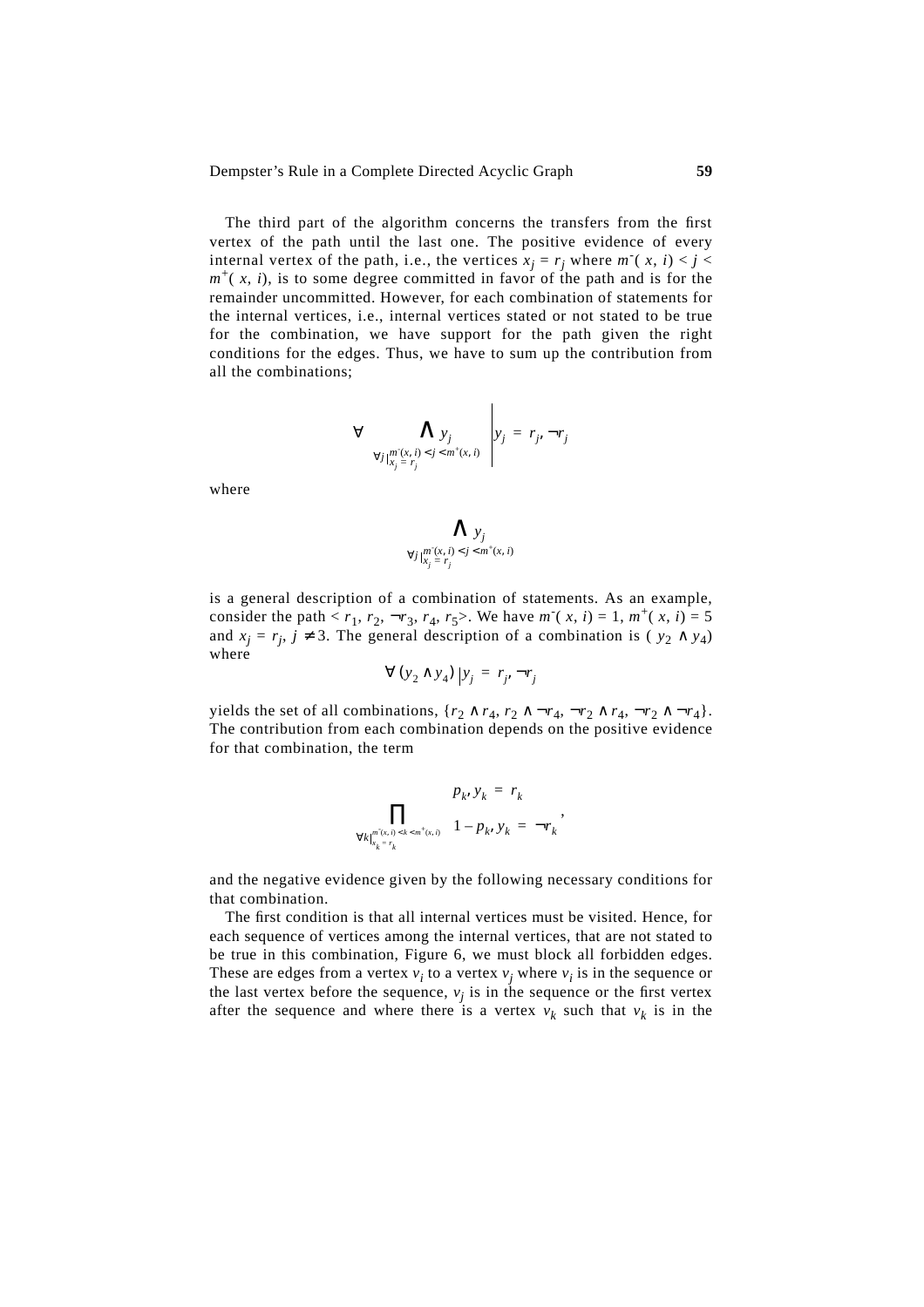The third part of the algorithm concerns the transfers from the first vertex of the path until the last one. The positive evidence of every internal vertex of the path, i.e., the vertices $x_j = r_j$ where $m^-(x, i) < j < m^+(x, i)$, is to some degree committed in favor of the path and is for the remainder uncommitted. However, for each combination of statements for the internal vertices, i.e., internal vertices stated or not stated to be true for the combination, we have support for the path given the right conditions for the edges. Thus, we have to sum up the contribution from all the combinations;

$$\forall \left. \bigwedge_{\forall j \,|^{m^-(x,i) < j < m^+(x,i)}_{x_j = r_j}} y_j \;\right|\; y_j = r_j, \neg r_j$$

where

$$\bigwedge_{\forall j \,|^{m^-(x,i) < j < m^+(x,i)}_{x_j = r_j}} y_j$$

is a general description of a combination of statements. As an example, consider the path $< r_1, r_2, \neg r_3, r_4, r_5 >$. We have $m^-(x, i) = 1$, $m^+(x, i) = 5$ and $x_j = r_j$, $j \neq 3$. The general description of a combination is $(y_2 \wedge y_4)$ where

$$\forall (y_2 \wedge y_4) \,|\, y_j = r_j, \neg r_j$$

yields the set of all combinations, $\{r_2 \wedge r_4, r_2 \wedge \neg r_4, \neg r_2 \wedge r_4, \neg r_2 \wedge \neg r_4\}$. The contribution from each combination depends on the positive evidence for that combination, the term

$$\prod_{\forall k \,|^{m^-(x,i) < k < m^+(x,i)}_{x_k = r_k}} \begin{cases} p_k, & y_k = r_k \\ 1 - p_k, & y_k = \neg r_k \end{cases},$$

and the negative evidence given by the following necessary conditions for that combination.

The first condition is that all internal vertices must be visited. Hence, for each sequence of vertices among the internal vertices, that are not stated to be true in this combination, Figure 6, we must block all forbidden edges. These are edges from a vertex $v_i$ to a vertex $v_j$ where $v_i$ is in the sequence or the last vertex before the sequence, $v_j$ is in the sequence or the first vertex after the sequence and where there is a vertex $v_k$ such that $v_k$ is in the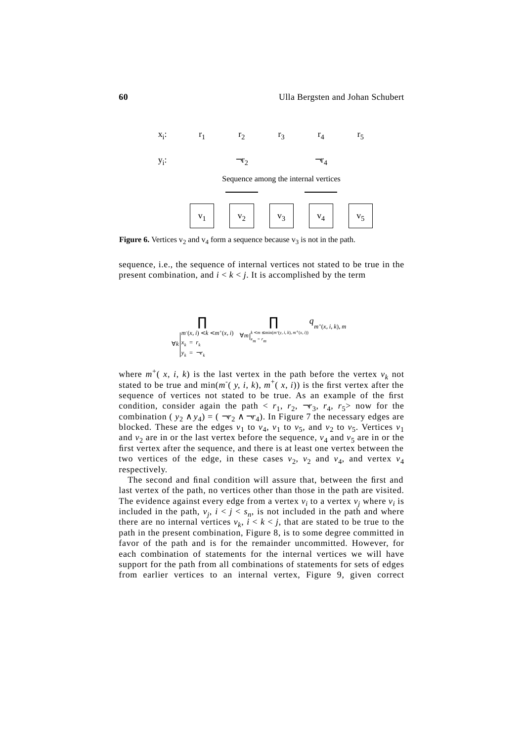| $x_i$: | $r_1$ | $r_2$ | $r_3$ | $r_4$ | $r_5$ |
|---|---|---|---|---|---|
| $y_i$: | | $\neg r_2$ | | $\neg r_4$ | |
| | $v_1$ | $v_2$ | $v_3$ | $v_4$ | $v_5$ |

Sequence among the internal vertices

**Figure 6.** Vertices $v_2$ and $v_4$ form a sequence because $v_3$ is not in the path.

sequence, i.e., the sequence of internal vertices not stated to be true in the present combination, and $i < k < j$. It is accomplished by the term

$$\prod_{\forall k \left| \begin{array}{l} m^-(x, i) < k < m^+(x, i) \\ x_k = r_k \\ y_k = \neg r_k \end{array} \right.} \prod_{\forall m \left| \begin{array}{l} k < m \le \min(m^-(y, i, k), m^+(x, i)) \\ x_m = r_m \end{array} \right.} q_{m^+(x, i, k), m}$$

where $m^+(x, i, k)$ is the last vertex in the path before the vertex $v_k$ not stated to be true and $\min(m^-(y, i, k), m^+(x, i))$ is the first vertex after the sequence of vertices not stated to be true. As an example of the first condition, consider again the path $< r_1, r_2, \neg r_3, r_4, r_5>$ now for the combination $(y_2 \wedge y_4) = (\neg r_2 \wedge \neg r_4)$. In Figure 7 the necessary edges are blocked. These are the edges $v_1$ to $v_4$, $v_1$ to $v_5$, and $v_2$ to $v_5$. Vertices $v_1$ and $v_2$ are in or the last vertex before the sequence, $v_4$ and $v_5$ are in or the first vertex after the sequence, and there is at least one vertex between the two vertices of the edge, in these cases $v_2$, $v_2$ and $v_4$, and vertex $v_4$ respectively.

The second and final condition will assure that, between the first and last vertex of the path, no vertices other than those in the path are visited. The evidence against every edge from a vertex $v_i$ to a vertex $v_j$ where $v_i$ is included in the path, $v_j$, $i < j < s_n$, is not included in the path and where there are no internal vertices $v_k$, $i < k < j$, that are stated to be true to the path in the present combination, Figure 8, is to some degree committed in favor of the path and is for the remainder uncommitted. However, for each combination of statements for the internal vertices we will have support for the path from all combinations of statements for sets of edges from earlier vertices to an internal vertex, Figure 9, given correct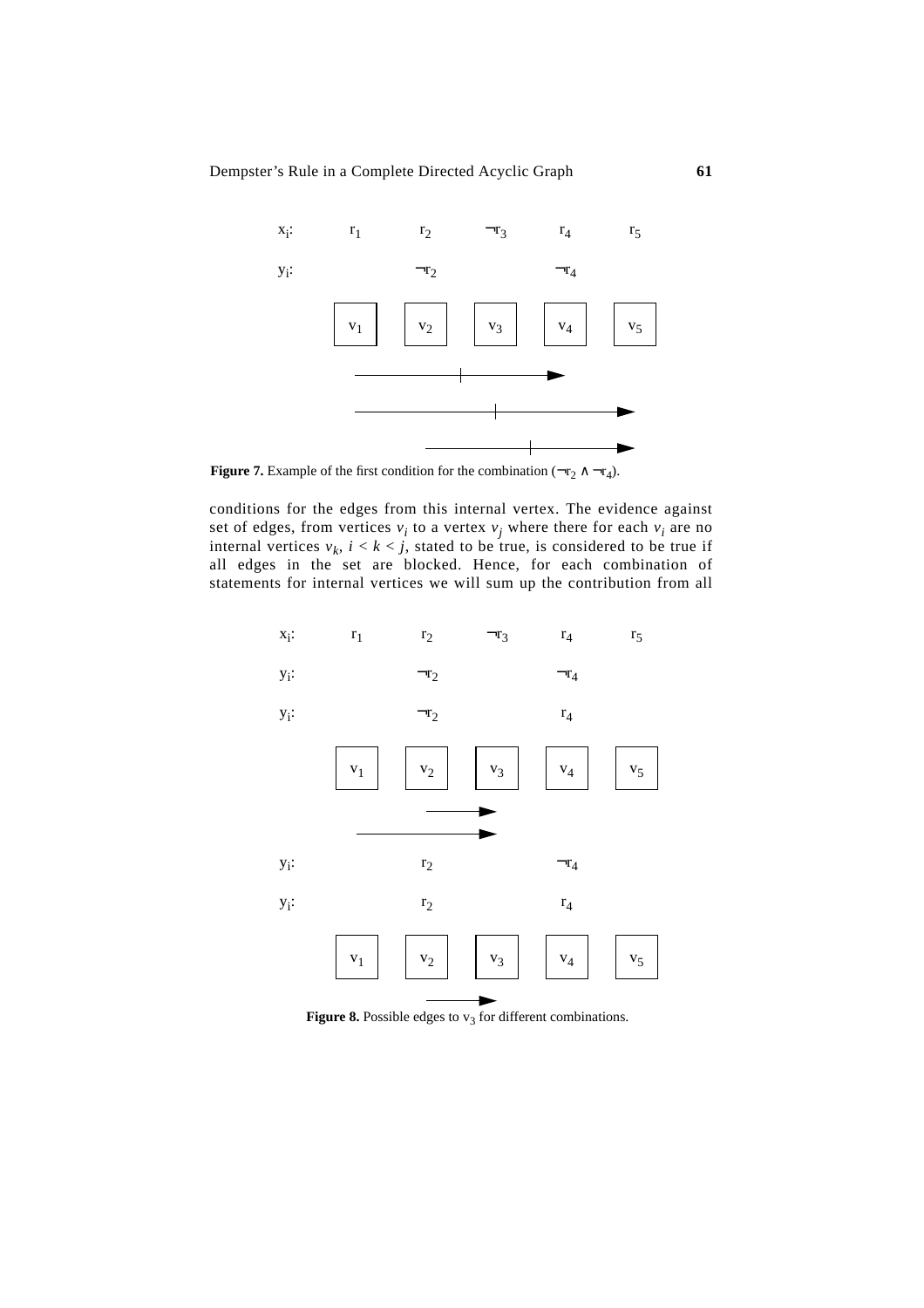**Figure 7.** Example of the first condition for the combination $(\neg r_2 \wedge \neg r_4)$.

conditions for the edges from this internal vertex. The evidence against set of edges, from vertices $v_i$ to a vertex $v_j$ where there for each $v_i$ are no internal vertices $v_k$, $i < k < j$, stated to be true, is considered to be true if all edges in the set are blocked. Hence, for each combination of statements for internal vertices we will sum up the contribution from all

**Figure 8.** Possible edges to $v_3$ for different combinations.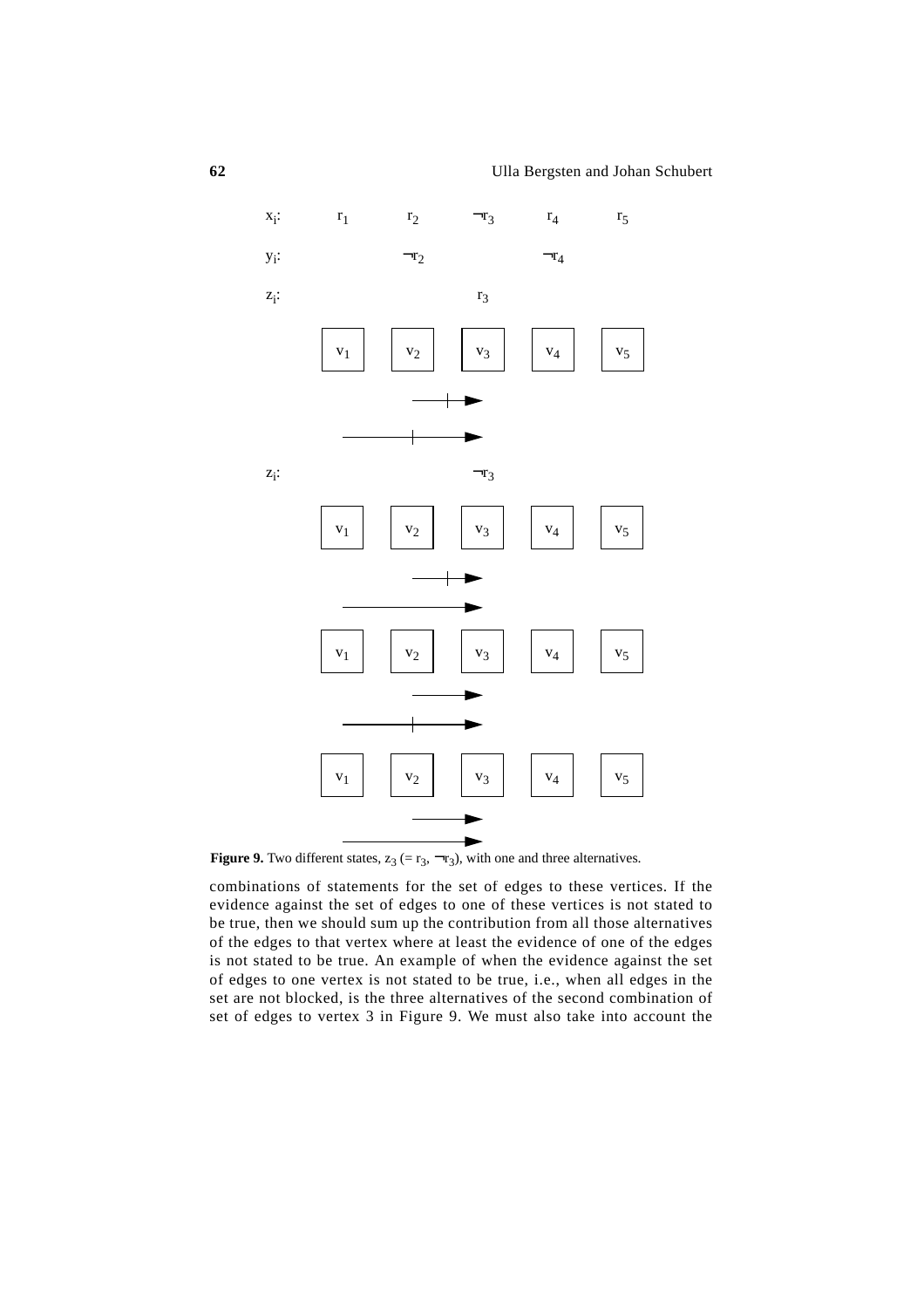$x_i$: $r_1$ $r_2$ $\neg r_3$ $r_4$ $r_5$

$y_i$: $\neg r_2$ $\neg r_4$

$z_i$: $r_3$

$z_i$: $\neg r_3$

**Figure 9.** Two different states, $z_3$ (= $r_3$, $\neg r_3$), with one and three alternatives.

combinations of statements for the set of edges to these vertices. If the evidence against the set of edges to one of these vertices is not stated to be true, then we should sum up the contribution from all those alternatives of the edges to that vertex where at least the evidence of one of the edges is not stated to be true. An example of when the evidence against the set of edges to one vertex is not stated to be true, i.e., when all edges in the set are not blocked, is the three alternatives of the second combination of set of edges to vertex 3 in Figure 9. We must also take into account the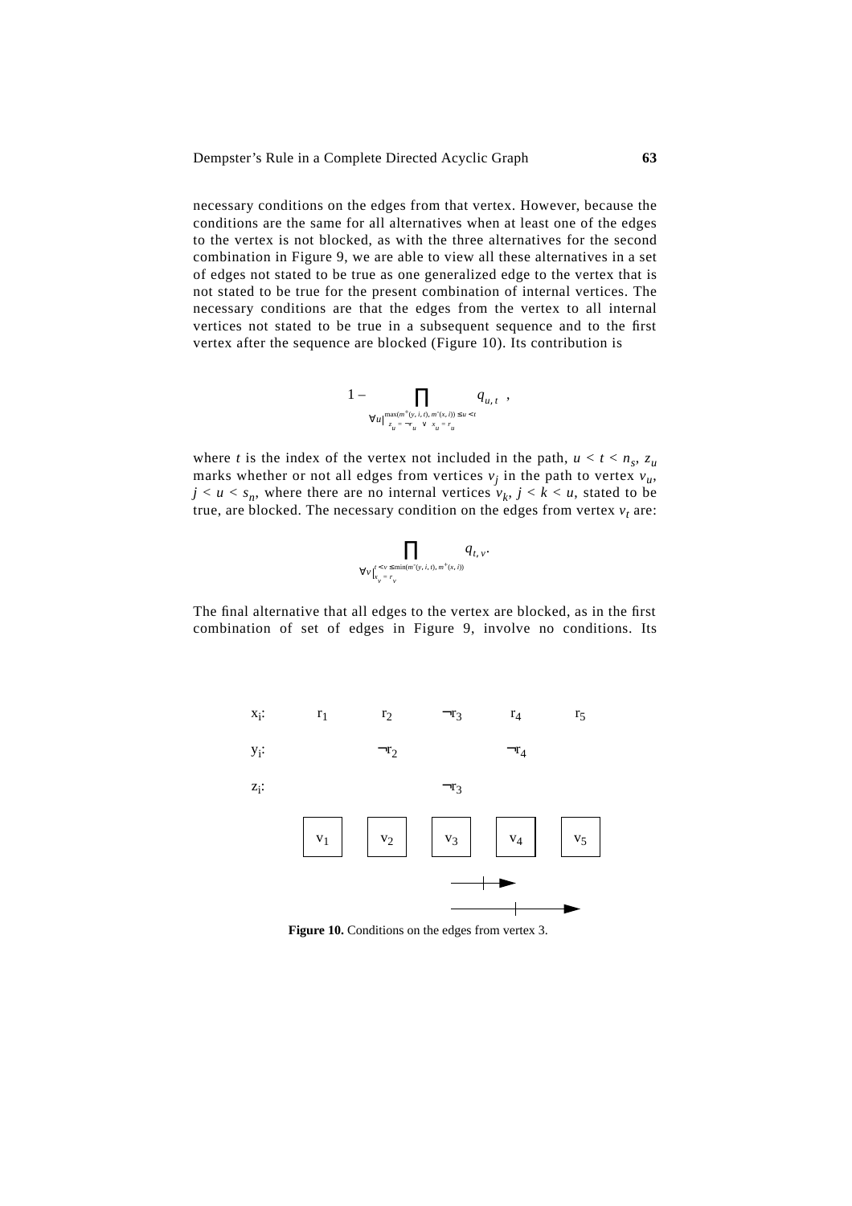necessary conditions on the edges from that vertex. However, because the conditions are the same for all alternatives when at least one of the edges to the vertex is not blocked, as with the three alternatives for the second combination in Figure 9, we are able to view all these alternatives in a set of edges not stated to be true as one generalized edge to the vertex that is not stated to be true for the present combination of internal vertices. The necessary conditions are that the edges from the vertex to all internal vertices not stated to be true in a subsequent sequence and to the first vertex after the sequence are blocked (Figure 10). Its contribution is

$$1 - \prod_{\forall u \,\middle|\, \substack{\max(m^{+}(y,i,t),\, m^{-}(x,i)) \le u < t \\ z_u = \neg r_u \;\vee\; x_u = r_u}} q_{u,t} \;,$$

where $t$ is the index of the vertex not included in the path, $u < t < n_s$, $z_u$ marks whether or not all edges from vertices $v_j$ in the path to vertex $v_u$, $j < u < s_n$, where there are no internal vertices $v_k$, $j < k < u$, stated to be true, are blocked. The necessary condition on the edges from vertex $v_t$ are:

$$\prod_{\forall v \,\middle|\, \substack{t < v \le \min(m^{-}(y,i,t),\, m^{+}(x,i)) \\ x_v = r_v}} q_{t,v}.$$

The final alternative that all edges to the vertex are blocked, as in the first combination of set of edges in Figure 9, involve no conditions. Its

| | | | | | |
|---|---|---|---|---|---|
| $x_i$: | $r_1$ | $r_2$ | $\neg r_3$ | $r_4$ | $r_5$ |
| $y_i$: | | $\neg r_2$ | | $\neg r_4$ | |
| $z_i$: | | | $\neg r_3$ | | |
| | $v_1$ | $v_2$ | $v_3$ | $v_4$ | $v_5$ |

**Figure 10.** Conditions on the edges from vertex 3.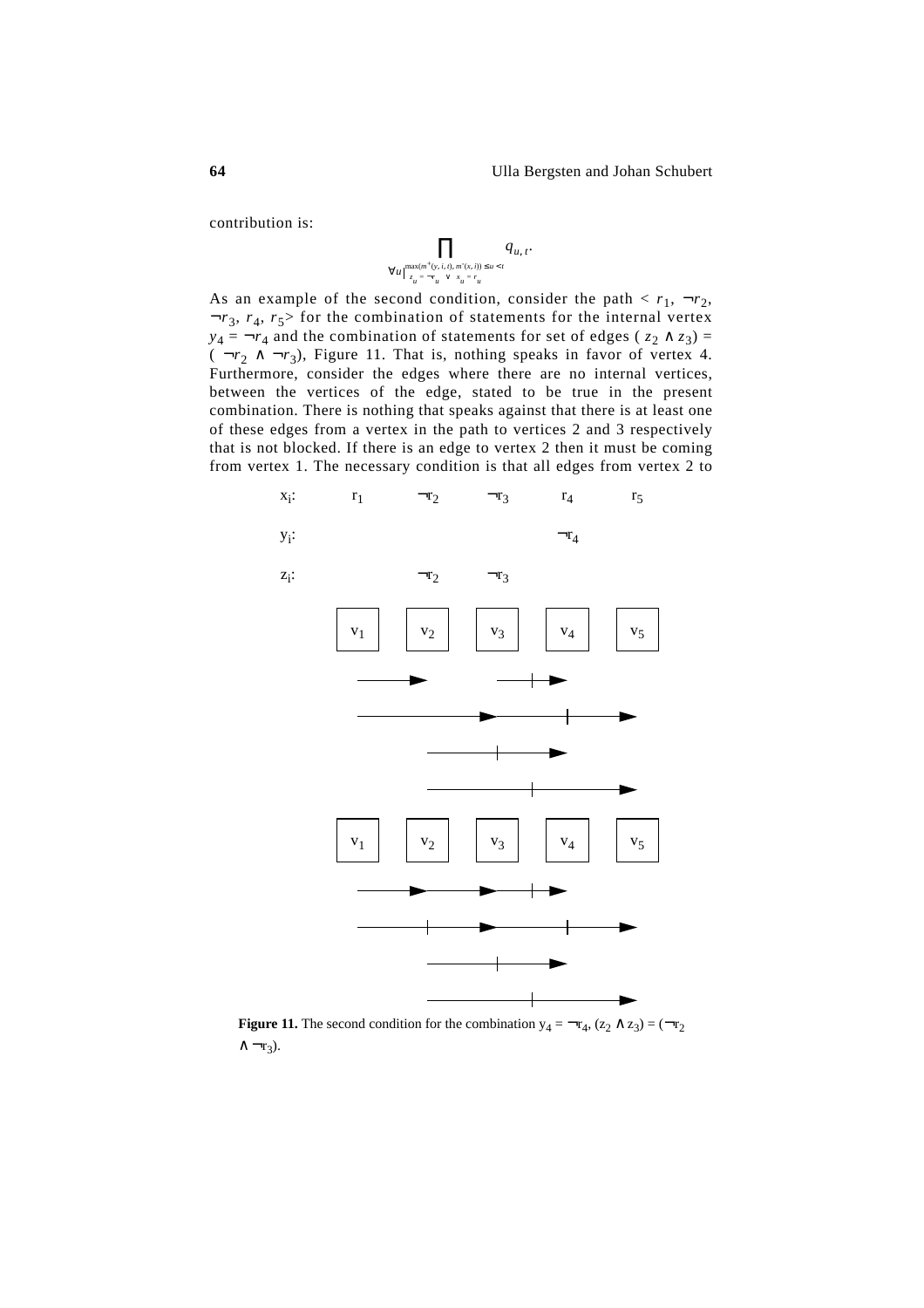contribution is:

$$\prod_{\forall u \mid \substack{\max(m^{+}(y,i,t),\, m^{-}(x,i)) \le u < t \\ z_u = \neg r_u \;\vee\; x_u = r_u}} q_{u,t}.$$

As an example of the second condition, consider the path $< r_1, \neg r_2, \neg r_3, r_4, r_5 >$ for the combination of statements for the internal vertex $y_4 = \neg r_4$ and the combination of statements for set of edges $(z_2 \wedge z_3) = (\neg r_2 \wedge \neg r_3)$, Figure 11. That is, nothing speaks in favor of vertex 4. Furthermore, consider the edges where there are no internal vertices, between the vertices of the edge, stated to be true in the present combination. There is nothing that speaks against that there is at least one of these edges from a vertex in the path to vertices 2 and 3 respectively that is not blocked. If there is an edge to vertex 2 then it must be coming from vertex 1. The necessary condition is that all edges from vertex 2 to

**Figure 11.** The second condition for the combination $y_4 = \neg r_4$, $(z_2 \wedge z_3) = (\neg r_2 \wedge \neg r_3)$.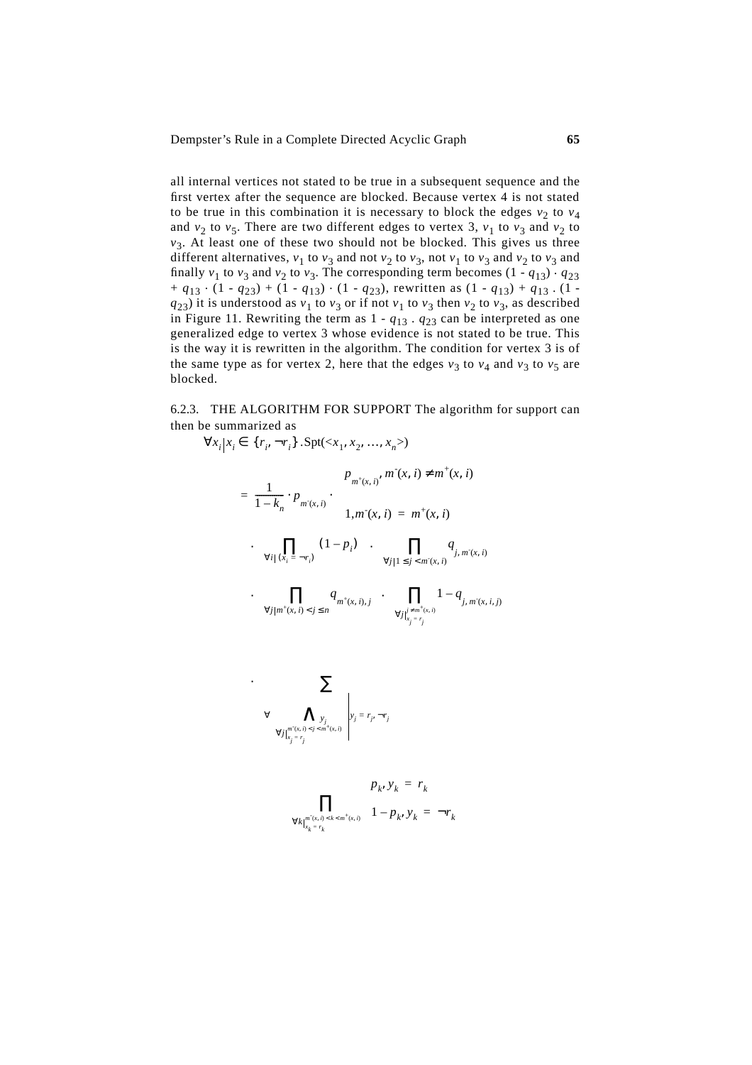all internal vertices not stated to be true in a subsequent sequence and the first vertex after the sequence are blocked. Because vertex 4 is not stated to be true in this combination it is necessary to block the edges $v_2$ to $v_4$ and $v_2$ to $v_5$. There are two different edges to vertex 3, $v_1$ to $v_3$ and $v_2$ to $v_3$. At least one of these two should not be blocked. This gives us three different alternatives, $v_1$ to $v_3$ and not $v_2$ to $v_3$, not $v_1$ to $v_3$ and $v_2$ to $v_3$ and finally $v_1$ to $v_3$ and $v_2$ to $v_3$. The corresponding term becomes $(1 - q_{13}) \cdot q_{23} + q_{13} \cdot (1 - q_{23}) + (1 - q_{13}) \cdot (1 - q_{23})$, rewritten as $(1 - q_{13}) + q_{13} \,.\, (1 - q_{23})$ it is understood as $v_1$ to $v_3$ or if not $v_1$ to $v_3$ then $v_2$ to $v_3$, as described in Figure 11. Rewriting the term as $1 - q_{13} \,.\, q_{23}$ can be interpreted as one generalized edge to vertex 3 whose evidence is not stated to be true. This is the way it is rewritten in the algorithm. The condition for vertex 3 is of the same type as for vertex 2, here that the edges $v_3$ to $v_4$ and $v_3$ to $v_5$ are blocked.

6.2.3. THE ALGORITHM FOR SUPPORT The algorithm for support can then be summarized as

$$
\forall x_i \big| x_i \in \{r_i, \neg r_i\} \,.\, \mathrm{Spt}(<x_1, x_2, \ldots, x_n>)
$$

$$
= \frac{1}{1 - k_n} \cdot p_{m^-(x,i)} \cdot \begin{cases} p_{m^+(x,i)}, & m^-(x,i) \neq m^+(x,i) \\ 1, & m^-(x,i) = m^+(x,i) \end{cases}
$$

$$
\cdot \prod_{\forall i \mid (x_i = \neg r_i)} (1 - p_i) \cdot \prod_{\forall j \mid 1 \le j < m^-(x,i)} q_{j,m^-(x,i)}
$$

$$
\cdot \prod_{\forall j \mid m^+(x,i) < j \le n} q_{m^+(x,i),j} \cdot \prod_{\forall j \big|_{x_j = r_j}^{i \neq m^+(x,i)}} 1 - q_{j,m^-(x,i,j)}
$$

$$
\cdot \sum_{\forall \bigwedge_{\forall j \big|_{x_j = r_j}^{m^-(x,i) < j < m^+(x,i)}} y_j \;\Big|\; y_j = r_j, \neg r_j}
$$

$$
\prod_{\forall k \big|_{x_k = r_k}^{m^-(x,i) < k < m^+(x,i)}} \begin{cases} p_k, & y_k = r_k \\ 1 - p_k, & y_k = \neg r_k \end{cases}
$$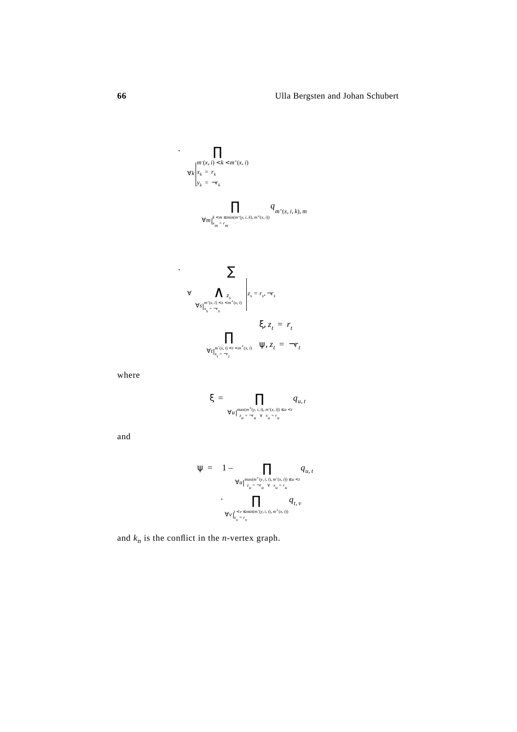$$
\cdot \prod_{\forall k \left| \begin{array}{l} m^-(x,i) < k < m^+(x,i) \\ x_k = r_k \\ y_k = \neg r_k \end{array} \right.}
$$

$$
\prod_{\forall m \left|^{k < m \le \min(m^-(y,i,k),\, m^+(x,i))}_{x_m = r_m} \right.} q_{m^+(x,i,k),\, m}
$$

$$
\cdot \sum_{\forall \bigwedge\limits_{\forall s \left|^{m^-(x,i) < s < m^+(x,i)}_{x_s = \neg r_s}\right.} z_s \left| z_s = r_s, \neg r_s \right.}
$$

$$
\prod_{\forall t \left|^{m^-(x,i) < t < m^+(x,i)}_{x_t = \neg r_t}\right.} \begin{cases} \xi, & z_t = r_t \\ \psi, & z_t = \neg r_t \end{cases}
$$

where

$$
\xi = \prod_{\forall u \left|^{\max(m^+(y,i,t),\, m^-(x,i)) \le u < t}_{z_u = \neg r_u \ \vee \ x_u = r_u}\right.} q_{u,t}
$$

and

$$
\psi = 1 - \prod_{\forall u \left|^{\max(m^+(y,i,t),\, m^-(x,i)) \le u < t}_{z_u = \neg r_u \ \vee \ x_u = r_u}\right.} q_{u,t}
$$

$$
\cdot \prod_{\forall v \left|^{t < v \le \min(m^-(y,i,t),\, m^+(x,i))}_{x_v = r_v}\right.} q_{t,v}
$$

and $k_n$ is the conflict in the $n$-vertex graph.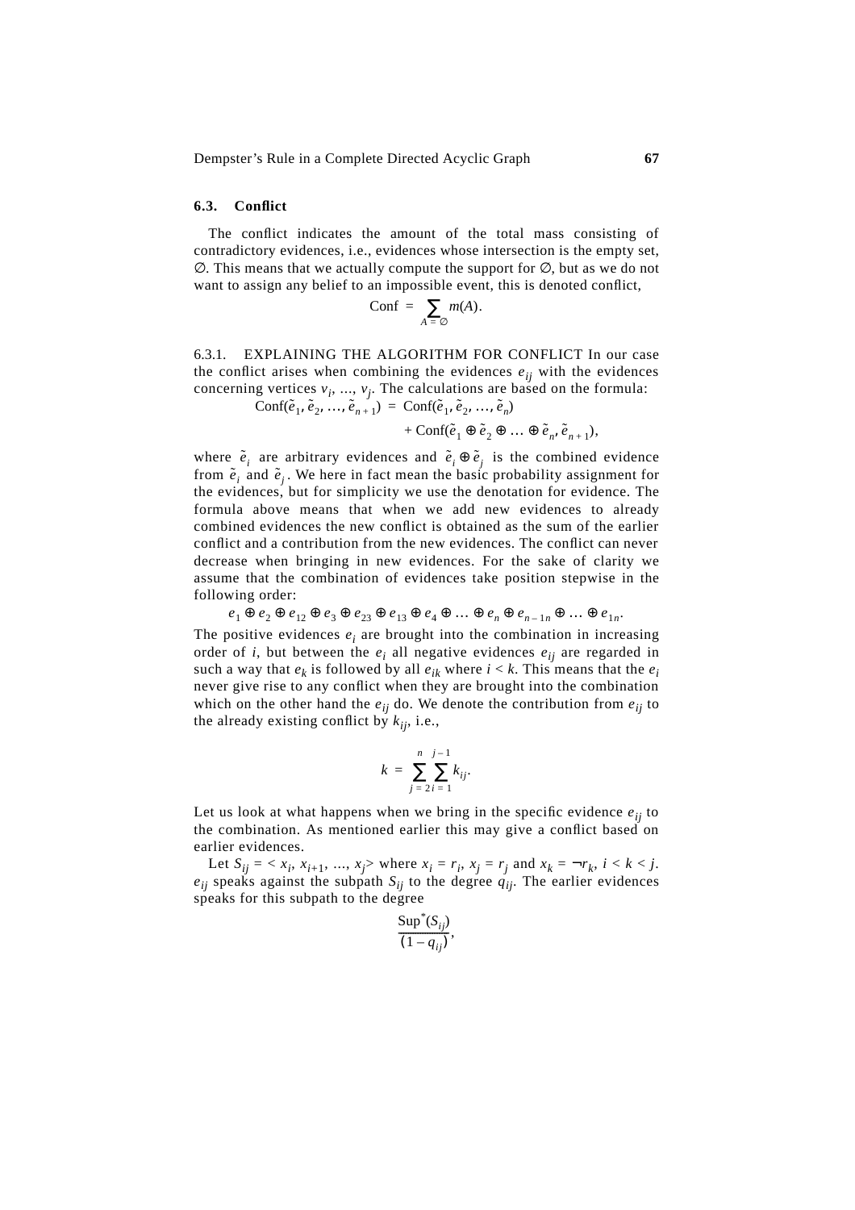### 6.3. Conflict

The conflict indicates the amount of the total mass consisting of contradictory evidences, i.e., evidences whose intersection is the empty set, $\emptyset$. This means that we actually compute the support for $\emptyset$, but as we do not want to assign any belief to an impossible event, this is denoted conflict,

$$\text{Conf} = \sum_{A = \emptyset} m(A).$$

6.3.1. EXPLAINING THE ALGORITHM FOR CONFLICT In our case the conflict arises when combining the evidences $e_{ij}$ with the evidences concerning vertices $v_i$, ..., $v_j$. The calculations are based on the formula:

$$\text{Conf}(\tilde{e}_1, \tilde{e}_2, \ldots, \tilde{e}_{n+1}) = \text{Conf}(\tilde{e}_1, \tilde{e}_2, \ldots, \tilde{e}_n) + \text{Conf}(\tilde{e}_1 \oplus \tilde{e}_2 \oplus \ldots \oplus \tilde{e}_n, \tilde{e}_{n+1}),$$

where $\tilde{e}_i$ are arbitrary evidences and $\tilde{e}_i \oplus \tilde{e}_j$ is the combined evidence from $\tilde{e}_i$ and $\tilde{e}_j$. We here in fact mean the basic probability assignment for the evidences, but for simplicity we use the denotation for evidence. The formula above means that when we add new evidences to already combined evidences the new conflict is obtained as the sum of the earlier conflict and a contribution from the new evidences. The conflict can never decrease when bringing in new evidences. For the sake of clarity we assume that the combination of evidences take position stepwise in the following order:

$$e_1 \oplus e_2 \oplus e_{12} \oplus e_3 \oplus e_{23} \oplus e_{13} \oplus e_4 \oplus \ldots \oplus e_n \oplus e_{n-1n} \oplus \ldots \oplus e_{1n}.$$

The positive evidences $e_i$ are brought into the combination in increasing order of $i$, but between the $e_i$ all negative evidences $e_{ij}$ are regarded in such a way that $e_k$ is followed by all $e_{ik}$ where $i < k$. This means that the $e_i$ never give rise to any conflict when they are brought into the combination which on the other hand the $e_{ij}$ do. We denote the contribution from $e_{ij}$ to the already existing conflict by $k_{ij}$, i.e.,

$$k = \sum_{j=2}^{n} \sum_{i=1}^{j-1} k_{ij}.$$

Let us look at what happens when we bring in the specific evidence $e_{ij}$ to the combination. As mentioned earlier this may give a conflict based on earlier evidences.

Let $S_{ij} = < x_i, x_{i+1}, \ldots, x_j >$ where $x_i = r_i$, $x_j = r_j$ and $x_k = \neg r_k$, $i < k < j$. $e_{ij}$ speaks against the subpath $S_{ij}$ to the degree $q_{ij}$. The earlier evidences speaks for this subpath to the degree

$$\frac{\text{Sup}^*(S_{ij})}{(1 - q_{ij})},$$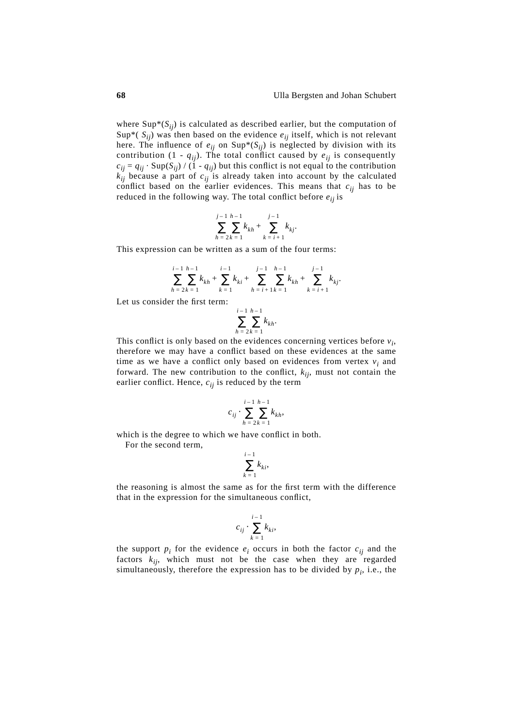where $\text{Sup}^*(S_{ij})$ is calculated as described earlier, but the computation of $\text{Sup}^*( S_{ij})$ was then based on the evidence $e_{ij}$ itself, which is not relevant here. The influence of $e_{ij}$ on $\text{Sup}^*(S_{ij})$ is neglected by division with its contribution $(1 - q_{ij})$. The total conflict caused by $e_{ij}$ is consequently $c_{ij} = q_{ij} \cdot \text{Sup}(S_{ij}) / (1 - q_{ij})$ but this conflict is not equal to the contribution $k_{ij}$ because a part of $c_{ij}$ is already taken into account by the calculated conflict based on the earlier evidences. This means that $c_{ij}$ has to be reduced in the following way. The total conflict before $e_{ij}$ is

$$\sum_{h=2}^{j-1} \sum_{k=1}^{h-1} k_{kh} + \sum_{k=i+1}^{j-1} k_{kj}.$$

This expression can be written as a sum of the four terms:

$$\sum_{h=2}^{i-1} \sum_{k=1}^{h-1} k_{kh} + \sum_{k=1}^{i-1} k_{ki} + \sum_{h=i+1}^{j-1} \sum_{k=1}^{h-1} k_{kh} + \sum_{k=i+1}^{j-1} k_{kj}.$$

Let us consider the first term:

$$\sum_{h=2}^{i-1} \sum_{k=1}^{h-1} k_{kh}.$$

This conflict is only based on the evidences concerning vertices before $v_i$, therefore we may have a conflict based on these evidences at the same time as we have a conflict only based on evidences from vertex $v_i$ and forward. The new contribution to the conflict, $k_{ij}$, must not contain the earlier conflict. Hence, $c_{ij}$ is reduced by the term

$$c_{ij} \cdot \sum_{h=2}^{i-1} \sum_{k=1}^{h-1} k_{kh},$$

which is the degree to which we have conflict in both.

For the second term,

$$\sum_{k=1}^{i-1} k_{ki},$$

the reasoning is almost the same as for the first term with the difference that in the expression for the simultaneous conflict,

$$c_{ij} \cdot \sum_{k=1}^{i-1} k_{ki},$$

the support $p_i$ for the evidence $e_i$ occurs in both the factor $c_{ij}$ and the factors $k_{ij}$, which must not be the case when they are regarded simultaneously, therefore the expression has to be divided by $p_i$, i.e., the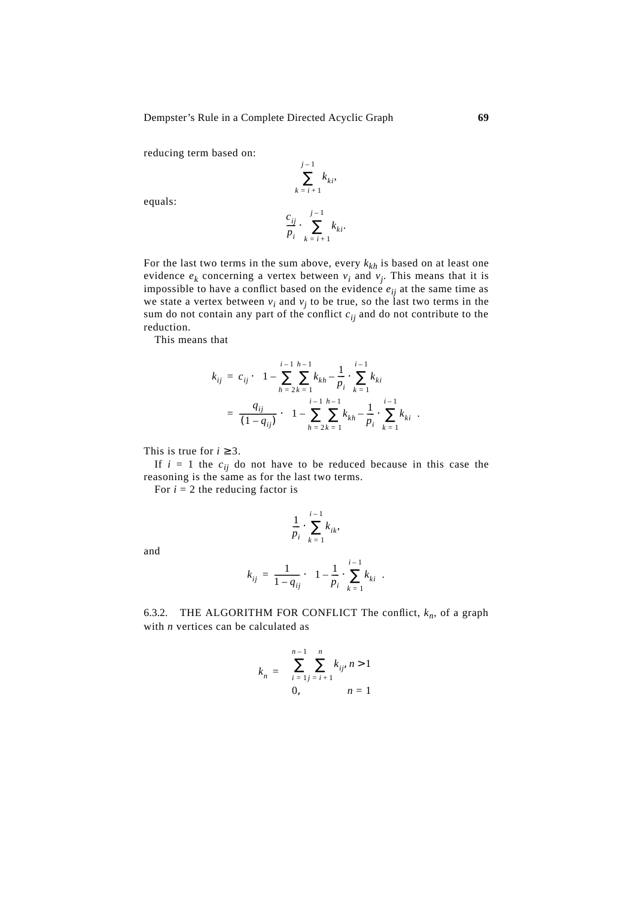reducing term based on:

$$\sum_{k=i+1}^{j-1} k_{ki},$$

equals:

$$\frac{c_{ij}}{p_i} \cdot \sum_{k=i+1}^{j-1} k_{ki}.$$

For the last two terms in the sum above, every $k_{kh}$ is based on at least one evidence $e_k$ concerning a vertex between $v_i$ and $v_j$. This means that it is impossible to have a conflict based on the evidence $e_{ij}$ at the same time as we state a vertex between $v_i$ and $v_j$ to be true, so the last two terms in the sum do not contain any part of the conflict $c_{ij}$ and do not contribute to the reduction.

This means that

$$\begin{aligned} k_{ij} &= c_{ij} \cdot \left(1 - \sum_{h=2}^{i-1} \sum_{k=1}^{h-1} k_{kh} - \frac{1}{p_i} \cdot \sum_{k=1}^{i-1} k_{ki}\right) \\ &= \frac{q_{ij}}{(1-q_{ij})} \cdot \left(1 - \sum_{h=2}^{i-1} \sum_{k=1}^{h-1} k_{kh} - \frac{1}{p_i} \cdot \sum_{k=1}^{i-1} k_{ki}\right). \end{aligned}$$

This is true for $i \geq 3$.

If $i = 1$ the $c_{ij}$ do not have to be reduced because in this case the reasoning is the same as for the last two terms.

For $i = 2$ the reducing factor is

$$\frac{1}{p_i} \cdot \sum_{k=1}^{i-1} k_{ik},$$

and

$$k_{ij} = \frac{1}{1-q_{ij}} \cdot \left(1 - \frac{1}{p_i} \cdot \sum_{k=1}^{i-1} k_{ki}\right).$$

6.3.2. THE ALGORITHM FOR CONFLICT The conflict, $k_n$, of a graph with $n$ vertices can be calculated as

$$k_n = \begin{cases} \displaystyle\sum_{i=1}^{n-1} \sum_{j=i+1}^{n} k_{ij}, & n > 1 \\ 0, & n = 1 \end{cases}$$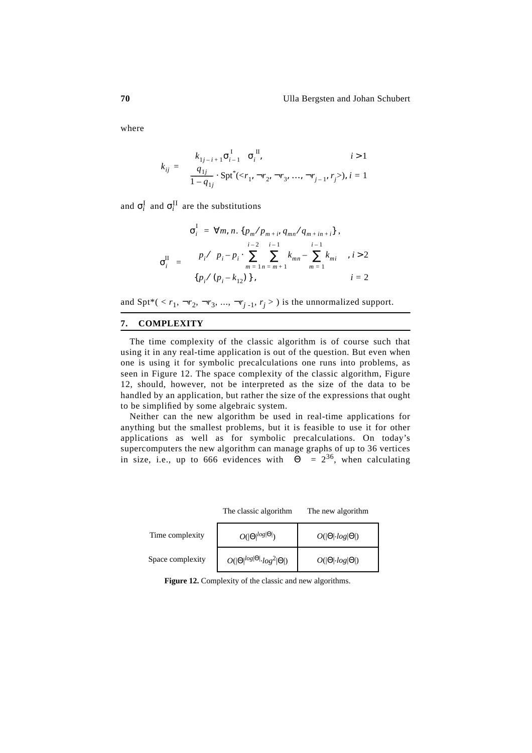where

$$k_{ij} = \begin{cases} k_{1j-i+1}\sigma^{\mathrm{I}}_{i-1} \circ \sigma^{\mathrm{II}}_{i}, & i > 1 \\ \dfrac{q_{1j}}{1-q_{1j}} \cdot \mathrm{Spt}^{*}(<r_1, \neg r_2, \neg r_3, \ldots, \neg r_{j-1}, r_j>), & i = 1 \end{cases}$$

and $\sigma^{\mathrm{I}}_{i}$ and $\sigma^{\mathrm{II}}_{i}$ are the substitutions

$$\sigma^{\mathrm{I}}_{i} = \forall m, n.\ \{p_m / p_{m+i}, q_{mn} / q_{m+in+i}\},$$

$$\sigma^{\mathrm{II}}_{i} = \begin{cases} \left\{p_i / \left(p_i - p_i \cdot \left(\sum_{m=1}^{i-2} \sum_{n=m+1}^{i-1} k_{mn} - \sum_{m=1}^{i-1} k_{mi}\right)\right)\right\}, & i > 2 \\ \{p_i / (p_i - k_{12})\}, & i = 2 \end{cases}$$

and $\mathrm{Spt}^{*}(< r_1, \neg r_2, \neg r_3, \ldots, \neg r_{j-1}, r_j >)$ is the unnormalized support.

## 7. COMPLEXITY

The time complexity of the classic algorithm is of course such that using it in any real-time application is out of the question. But even when one is using it for symbolic precalculations one runs into problems, as seen in Figure 12. The space complexity of the classic algorithm, Figure 12, should, however, not be interpreted as the size of the data to be handled by an application, but rather the size of the expressions that ought to be simplified by some algebraic system.

Neither can the new algorithm be used in real-time applications for anything but the smallest problems, but it is feasible to use it for other applications as well as for symbolic precalculations. On today's supercomputers the new algorithm can manage graphs of up to 36 vertices in size, i.e., up to 666 evidences with $|\Theta| = 2^{36}$, when calculating

| | The classic algorithm | The new algorithm |
|---|---|---|
| Time complexity | $O(\lvert\Theta\rvert^{log\lvert\Theta\rvert})$ | $O(\lvert\Theta\rvert \cdot log\lvert\Theta\rvert)$ |
| Space complexity | $O(\lvert\Theta\rvert^{log\lvert\Theta\rvert} \cdot log^2\lvert\Theta\rvert)$ | $O(\lvert\Theta\rvert \cdot log\lvert\Theta\rvert)$ |

**Figure 12.** Complexity of the classic and new algorithms.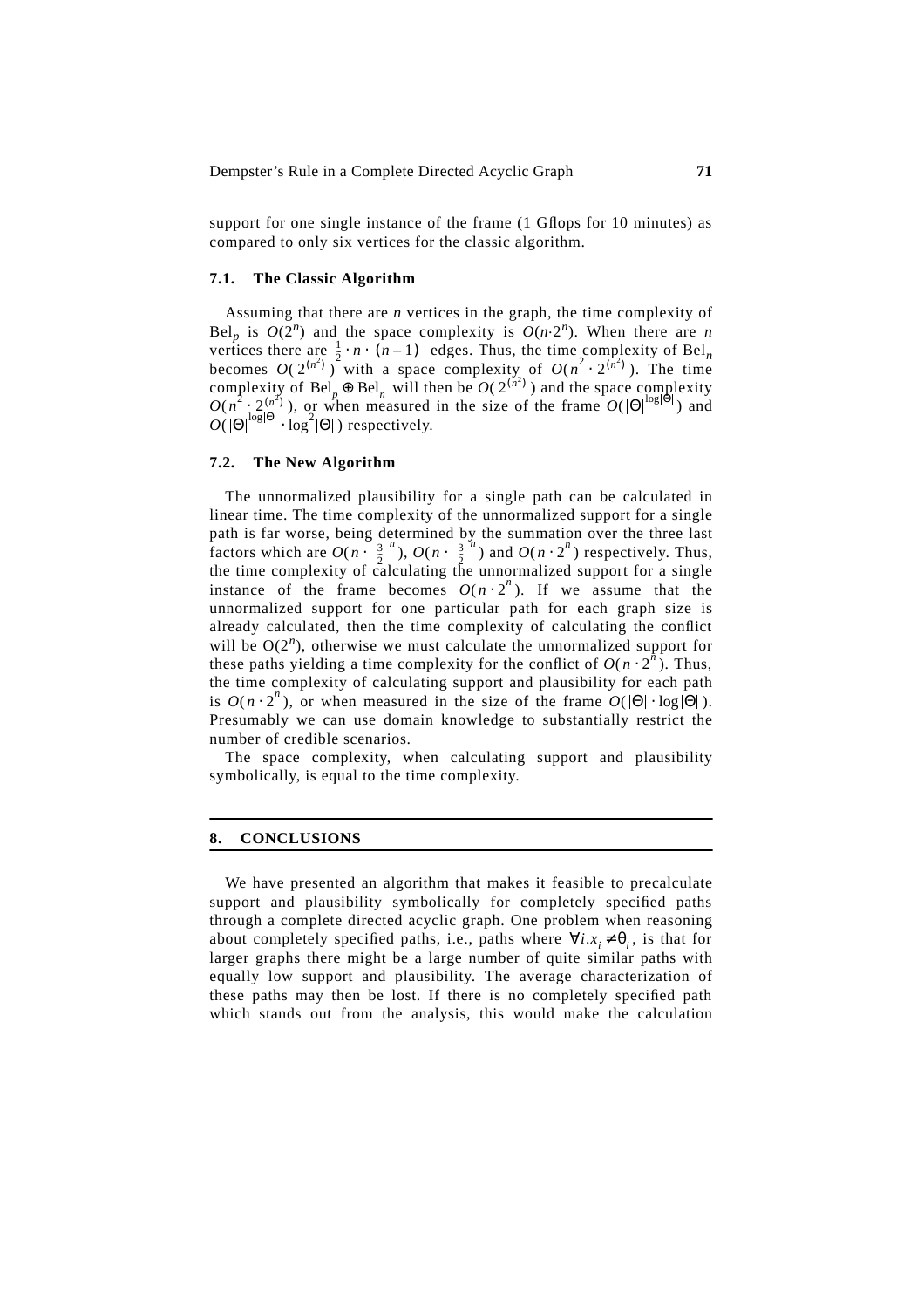support for one single instance of the frame (1 Gflops for 10 minutes) as compared to only six vertices for the classic algorithm.

### 7.1. The Classic Algorithm

Assuming that there are $n$ vertices in the graph, the time complexity of $\mathrm{Bel}_p$ is $O(2^n)$ and the space complexity is $O(n \cdot 2^n)$. When there are $n$ vertices there are $\frac{1}{2} \cdot n \cdot (n-1)$ edges. Thus, the time complexity of $\mathrm{Bel}_n$ becomes $O(2^{(n^2)})$ with a space complexity of $O(n^2 \cdot 2^{(n^2)})$. The time complexity of $\mathrm{Bel}_p \oplus \mathrm{Bel}_n$ will then be $O(2^{(n^2)})$ and the space complexity $O(n^2 \cdot 2^{(n^2)})$, or when measured in the size of the frame $O(|\Theta|^{\log|\Theta|})$ and $O(|\Theta|^{\log|\Theta|} \cdot \log^2|\Theta|)$ respectively.

### 7.2. The New Algorithm

The unnormalized plausibility for a single path can be calculated in linear time. The time complexity of the unnormalized support for a single path is far worse, being determined by the summation over the three last factors which are $O(n \cdot \frac{3}{2}^n)$, $O(n \cdot \frac{3}{2}^n)$ and $O(n \cdot 2^n)$ respectively. Thus, the time complexity of calculating the unnormalized support for a single instance of the frame becomes $O(n \cdot 2^n)$. If we assume that the unnormalized support for one particular path for each graph size is already calculated, then the time complexity of calculating the conflict will be $O(2^n)$, otherwise we must calculate the unnormalized support for these paths yielding a time complexity for the conflict of $O(n \cdot 2^n)$. Thus, the time complexity of calculating support and plausibility for each path is $O(n \cdot 2^n)$, or when measured in the size of the frame $O(|\Theta| \cdot \log|\Theta|)$. Presumably we can use domain knowledge to substantially restrict the number of credible scenarios.

The space complexity, when calculating support and plausibility symbolically, is equal to the time complexity.

## 8. CONCLUSIONS

We have presented an algorithm that makes it feasible to precalculate support and plausibility symbolically for completely specified paths through a complete directed acyclic graph. One problem when reasoning about completely specified paths, i.e., paths where $\forall i.x_i \neq \theta_i$, is that for larger graphs there might be a large number of quite similar paths with equally low support and plausibility. The average characterization of these paths may then be lost. If there is no completely specified path which stands out from the analysis, this would make the calculation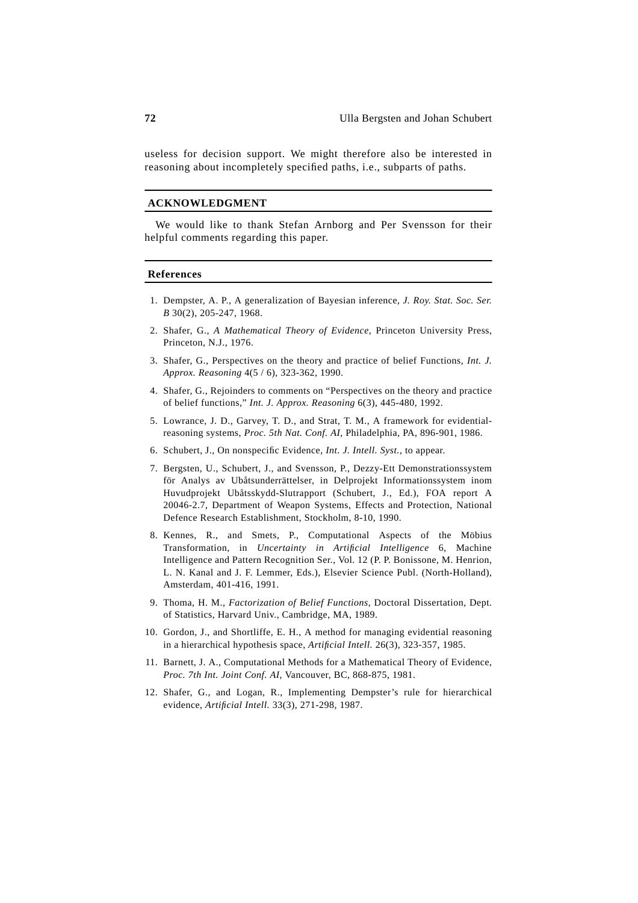useless for decision support. We might therefore also be interested in reasoning about incompletely specified paths, i.e., subparts of paths.

## ACKNOWLEDGMENT

We would like to thank Stefan Arnborg and Per Svensson for their helpful comments regarding this paper.

## References

1. Dempster, A. P., A generalization of Bayesian inference, *J. Roy. Stat. Soc. Ser. B* 30(2), 205-247, 1968.
2. Shafer, G., *A Mathematical Theory of Evidence*, Princeton University Press, Princeton, N.J., 1976.
3. Shafer, G., Perspectives on the theory and practice of belief Functions, *Int. J. Approx. Reasoning* 4(5 / 6), 323-362, 1990.
4. Shafer, G., Rejoinders to comments on "Perspectives on the theory and practice of belief functions," *Int. J. Approx. Reasoning* 6(3), 445-480, 1992.
5. Lowrance, J. D., Garvey, T. D., and Strat, T. M., A framework for evidential-reasoning systems, *Proc. 5th Nat. Conf. AI*, Philadelphia, PA, 896-901, 1986.
6. Schubert, J., On nonspecific Evidence, *Int. J. Intell. Syst.*, to appear.
7. Bergsten, U., Schubert, J., and Svensson, P., Dezzy-Ett Demonstrationssystem för Analys av Ubåtsunderrättelser, in Delprojekt Informationssystem inom Huvudprojekt Ubåtsskydd-Slutrapport (Schubert, J., Ed.), FOA report A 20046-2.7, Department of Weapon Systems, Effects and Protection, National Defence Research Establishment, Stockholm, 8-10, 1990.
8. Kennes, R., and Smets, P., Computational Aspects of the Möbius Transformation, in *Uncertainty in Artificial Intelligence* 6, Machine Intelligence and Pattern Recognition Ser., Vol. 12 (P. P. Bonissone, M. Henrion, L. N. Kanal and J. F. Lemmer, Eds.), Elsevier Science Publ. (North-Holland), Amsterdam, 401-416, 1991.
9. Thoma, H. M., *Factorization of Belief Functions*, Doctoral Dissertation, Dept. of Statistics, Harvard Univ., Cambridge, MA, 1989.
10. Gordon, J., and Shortliffe, E. H., A method for managing evidential reasoning in a hierarchical hypothesis space, *Artificial Intell.* 26(3), 323-357, 1985.
11. Barnett, J. A., Computational Methods for a Mathematical Theory of Evidence, *Proc. 7th Int. Joint Conf. AI*, Vancouver, BC, 868-875, 1981.
12. Shafer, G., and Logan, R., Implementing Dempster's rule for hierarchical evidence, *Artificial Intell.* 33(3), 271-298, 1987.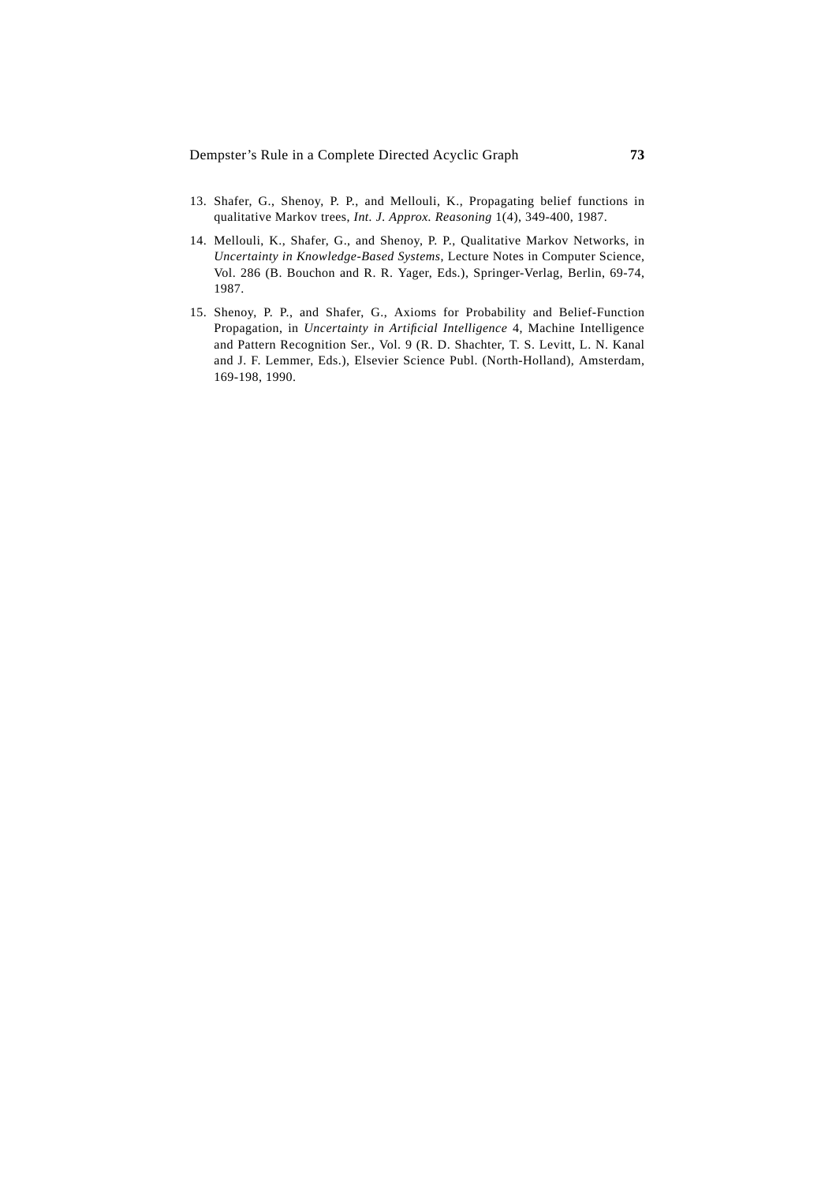13. Shafer, G., Shenoy, P. P., and Mellouli, K., Propagating belief functions in qualitative Markov trees, *Int. J. Approx. Reasoning* 1(4), 349-400, 1987.

14. Mellouli, K., Shafer, G., and Shenoy, P. P., Qualitative Markov Networks, in *Uncertainty in Knowledge-Based Systems*, Lecture Notes in Computer Science, Vol. 286 (B. Bouchon and R. R. Yager, Eds.), Springer-Verlag, Berlin, 69-74, 1987.

15. Shenoy, P. P., and Shafer, G., Axioms for Probability and Belief-Function Propagation, in *Uncertainty in Artificial Intelligence* 4, Machine Intelligence and Pattern Recognition Ser., Vol. 9 (R. D. Shachter, T. S. Levitt, L. N. Kanal and J. F. Lemmer, Eds.), Elsevier Science Publ. (North-Holland), Amsterdam, 169-198, 1990.